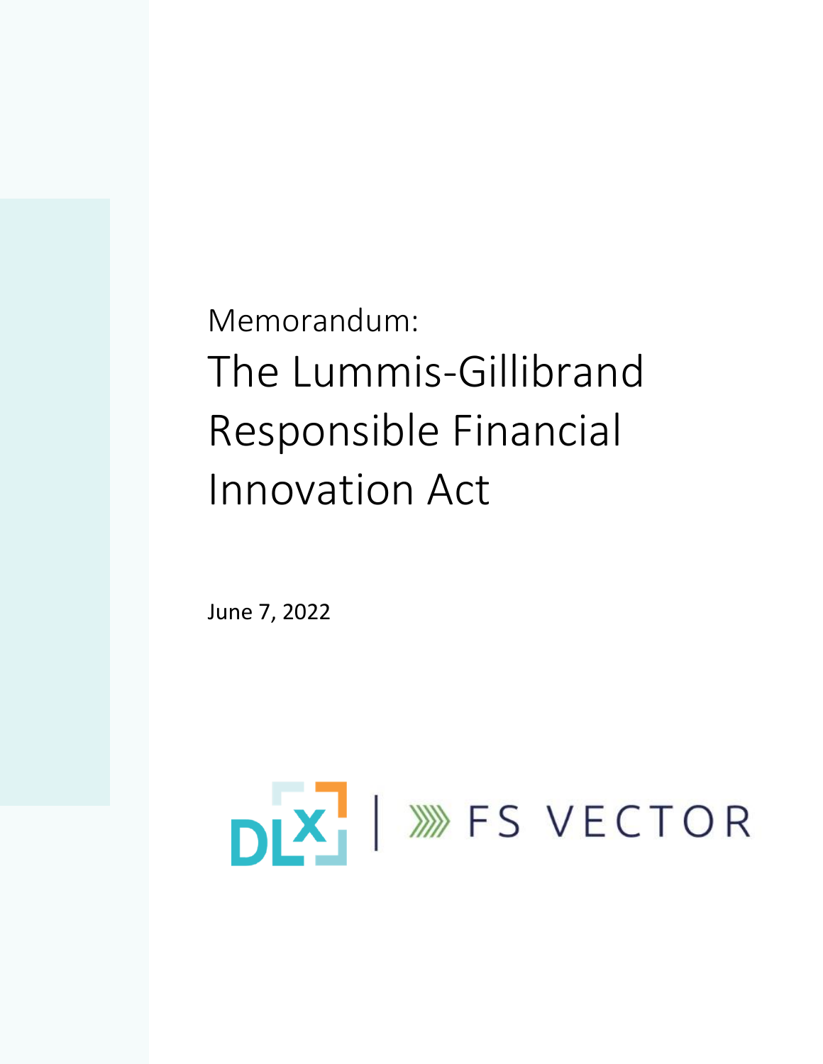Memorandum:

# The Lummis-Gillibrand Responsible Financial Innovation Act

June 7, 2022

DLX | FS VECTOR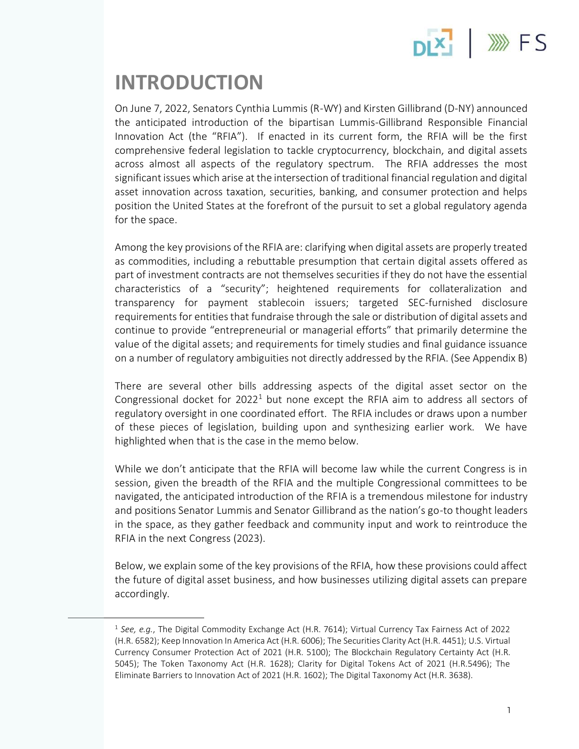# INTRODUCTION

On June 7, 2022, Senators Cynthia Lummis (R-WY) and Kirsten Gillibrand (D-NY) announced the anticipated introduction of the bipartisan Lummis-Gillibrand Responsible Financial Innovation Act (the "RFIA"). If enacted in its current form, the RFIA will be the first comprehensive federal legislation to tackle cryptocurrency, blockchain, and digital assets across almost all aspects of the regulatory spectrum. The RFIA addresses the most significant issues which arise at the intersection of traditional financial regulation and digital asset innovation across taxation, securities, banking, and consumer protection and helps position the United States at the forefront of the pursuit to set a global regulatory agenda for the space.

Among the key provisions of the RFIA are: clarifying when digital assets are properly treated as commodities, including a rebuttable presumption that certain digital assets offered as part of investment contracts are not themselves securities if they do not have the essential characteristics of a "security"; heightened requirements for collateralization and transparency for payment stablecoin issuers; targeted SEC-furnished disclosure requirements for entities that fundraise through the sale or distribution of digital assets and continue to provide "entrepreneurial or managerial efforts" that primarily determine the value of the digital assets; and requirements for timely studies and final guidance issuance on a number of regulatory ambiguities not directly addressed by the RFIA. (See Appendix B)

There are several other bills addressing aspects of the digital asset sector on the Congressional docket for 2022[1] but none except the RFIA aim to address all sectors of regulatory oversight in one coordinated effort. The RFIA includes or draws upon a number of these pieces of legislation, building upon and synthesizing earlier work. We have highlighted when that is the case in the memo below.

While we don't anticipate that the RFIA will become law while the current Congress is in session, given the breadth of the RFIA and the multiple Congressional committees to be navigated, the anticipated introduction of the RFIA is a tremendous milestone for industry and positions Senator Lummis and Senator Gillibrand as the nation's go-to thought leaders in the space, as they gather feedback and community input and work to reintroduce the RFIA in the next Congress (2023).

Below, we explain some of the key provisions of the RFIA, how these provisions could affect the future of digital asset business, and how businesses utilizing digital assets can prepare accordingly.

---

[1] *See, e.g.*, The Digital Commodity Exchange Act (H.R. 7614); Virtual Currency Tax Fairness Act of 2022 (H.R. 6582); Keep Innovation In America Act (H.R. 6006); The Securities Clarity Act (H.R. 4451); U.S. Virtual Currency Consumer Protection Act of 2021 (H.R. 5100); The Blockchain Regulatory Certainty Act (H.R. 5045); The Token Taxonomy Act (H.R. 1628); Clarity for Digital Tokens Act of 2021 (H.R.5496); The Eliminate Barriers to Innovation Act of 2021 (H.R. 1602); The Digital Taxonomy Act (H.R. 3638).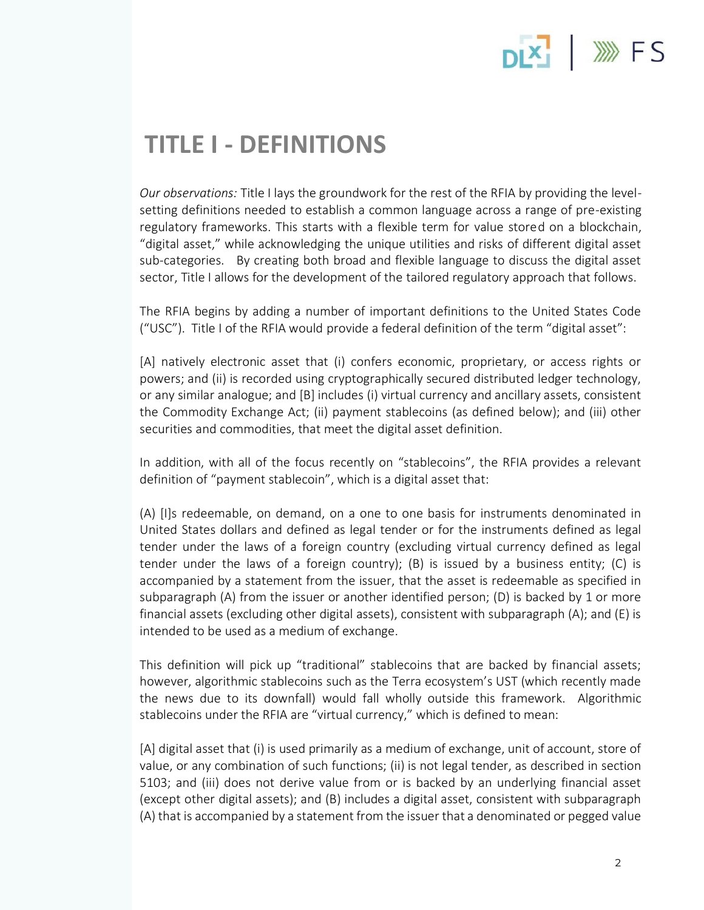# TITLE I - DEFINITIONS

*Our observations:* Title I lays the groundwork for the rest of the RFIA by providing the level-setting definitions needed to establish a common language across a range of pre-existing regulatory frameworks. This starts with a flexible term for value stored on a blockchain, "digital asset," while acknowledging the unique utilities and risks of different digital asset sub-categories. By creating both broad and flexible language to discuss the digital asset sector, Title I allows for the development of the tailored regulatory approach that follows.

The RFIA begins by adding a number of important definitions to the United States Code ("USC"). Title I of the RFIA would provide a federal definition of the term "digital asset":

[A] natively electronic asset that (i) confers economic, proprietary, or access rights or powers; and (ii) is recorded using cryptographically secured distributed ledger technology, or any similar analogue; and [B] includes (i) virtual currency and ancillary assets, consistent the Commodity Exchange Act; (ii) payment stablecoins (as defined below); and (iii) other securities and commodities, that meet the digital asset definition.

In addition, with all of the focus recently on "stablecoins", the RFIA provides a relevant definition of "payment stablecoin", which is a digital asset that:

(A) [I]s redeemable, on demand, on a one to one basis for instruments denominated in United States dollars and defined as legal tender or for the instruments defined as legal tender under the laws of a foreign country (excluding virtual currency defined as legal tender under the laws of a foreign country); (B) is issued by a business entity; (C) is accompanied by a statement from the issuer, that the asset is redeemable as specified in subparagraph (A) from the issuer or another identified person; (D) is backed by 1 or more financial assets (excluding other digital assets), consistent with subparagraph (A); and (E) is intended to be used as a medium of exchange.

This definition will pick up "traditional" stablecoins that are backed by financial assets; however, algorithmic stablecoins such as the Terra ecosystem's UST (which recently made the news due to its downfall) would fall wholly outside this framework. Algorithmic stablecoins under the RFIA are "virtual currency," which is defined to mean:

[A] digital asset that (i) is used primarily as a medium of exchange, unit of account, store of value, or any combination of such functions; (ii) is not legal tender, as described in section 5103; and (iii) does not derive value from or is backed by an underlying financial asset (except other digital assets); and (B) includes a digital asset, consistent with subparagraph (A) that is accompanied by a statement from the issuer that a denominated or pegged value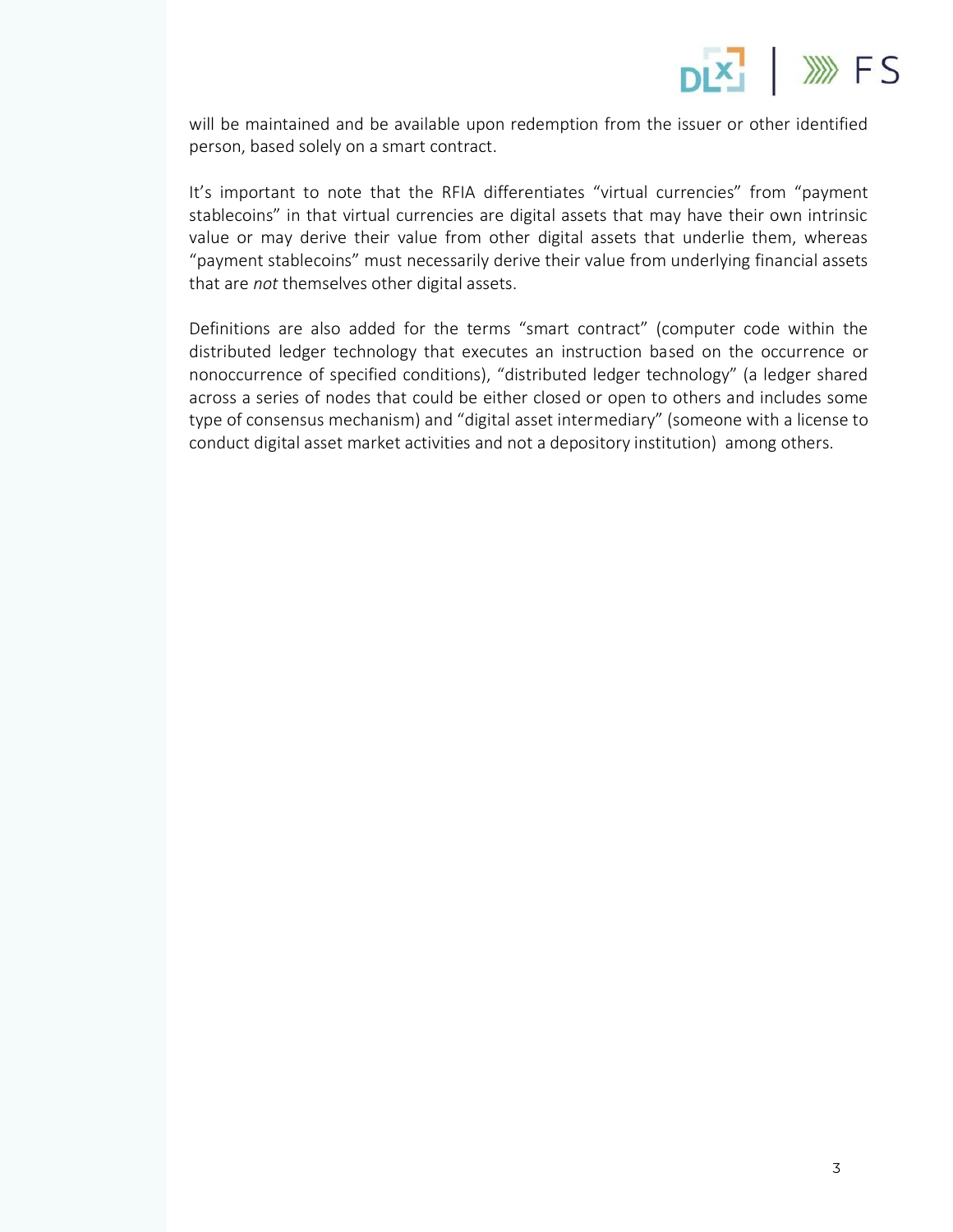will be maintained and be available upon redemption from the issuer or other identified person, based solely on a smart contract.

It's important to note that the RFIA differentiates "virtual currencies" from "payment stablecoins" in that virtual currencies are digital assets that may have their own intrinsic value or may derive their value from other digital assets that underlie them, whereas "payment stablecoins" must necessarily derive their value from underlying financial assets that are *not* themselves other digital assets.

Definitions are also added for the terms "smart contract" (computer code within the distributed ledger technology that executes an instruction based on the occurrence or nonoccurrence of specified conditions), "distributed ledger technology" (a ledger shared across a series of nodes that could be either closed or open to others and includes some type of consensus mechanism) and "digital asset intermediary" (someone with a license to conduct digital asset market activities and not a depository institution) among others.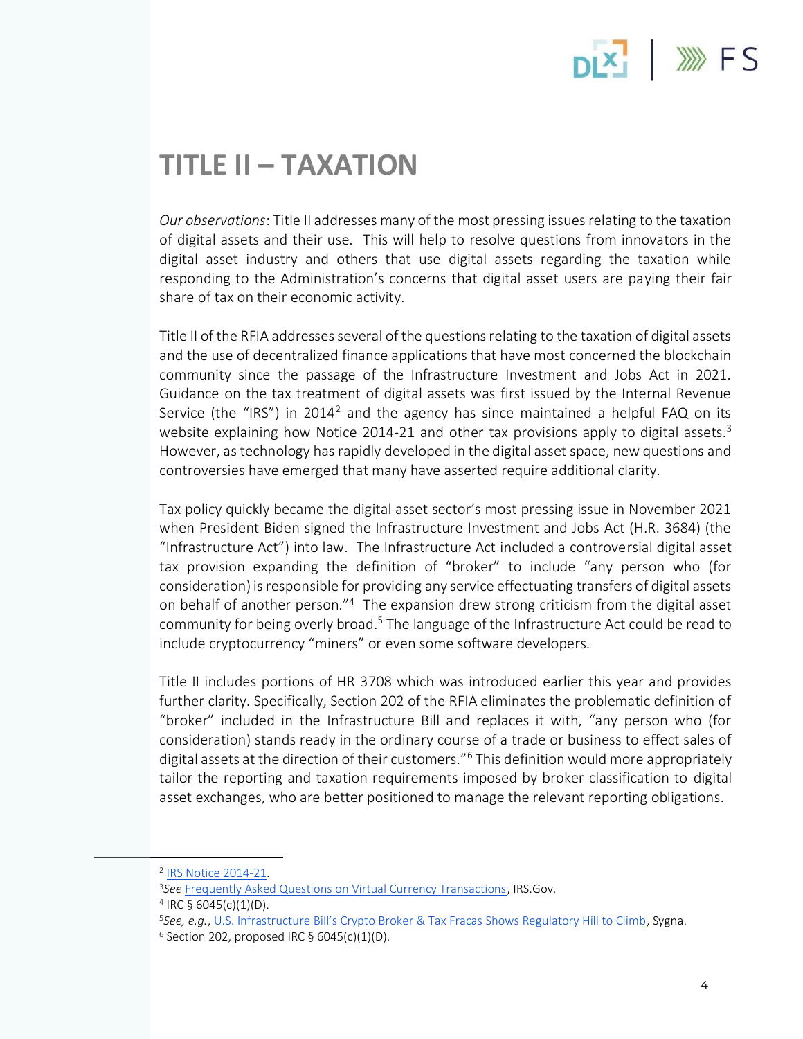# TITLE II – TAXATION

*Our observations*: Title II addresses many of the most pressing issues relating to the taxation of digital assets and their use. This will help to resolve questions from innovators in the digital asset industry and others that use digital assets regarding the taxation while responding to the Administration's concerns that digital asset users are paying their fair share of tax on their economic activity.

Title II of the RFIA addresses several of the questions relating to the taxation of digital assets and the use of decentralized finance applications that have most concerned the blockchain community since the passage of the Infrastructure Investment and Jobs Act in 2021. Guidance on the tax treatment of digital assets was first issued by the Internal Revenue Service (the "IRS") in 2014[2] and the agency has since maintained a helpful FAQ on its website explaining how Notice 2014-21 and other tax provisions apply to digital assets.[3] However, as technology has rapidly developed in the digital asset space, new questions and controversies have emerged that many have asserted require additional clarity.

Tax policy quickly became the digital asset sector's most pressing issue in November 2021 when President Biden signed the Infrastructure Investment and Jobs Act (H.R. 3684) (the "Infrastructure Act") into law. The Infrastructure Act included a controversial digital asset tax provision expanding the definition of "broker" to include "any person who (for consideration) is responsible for providing any service effectuating transfers of digital assets on behalf of another person."[4] The expansion drew strong criticism from the digital asset community for being overly broad.[5] The language of the Infrastructure Act could be read to include cryptocurrency "miners" or even some software developers.

Title II includes portions of HR 3708 which was introduced earlier this year and provides further clarity. Specifically, Section 202 of the RFIA eliminates the problematic definition of "broker" included in the Infrastructure Bill and replaces it with, "any person who (for consideration) stands ready in the ordinary course of a trade or business to effect sales of digital assets at the direction of their customers."[6] This definition would more appropriately tailor the reporting and taxation requirements imposed by broker classification to digital asset exchanges, who are better positioned to manage the relevant reporting obligations.

---

[2] IRS Notice 2014-21.

[3] *See* Frequently Asked Questions on Virtual Currency Transactions, IRS.Gov.

[4] IRC § 6045(c)(1)(D).

[5] *See, e.g.*, U.S. Infrastructure Bill's Crypto Broker & Tax Fracas Shows Regulatory Hill to Climb, Sygna.

[6] Section 202, proposed IRC § 6045(c)(1)(D).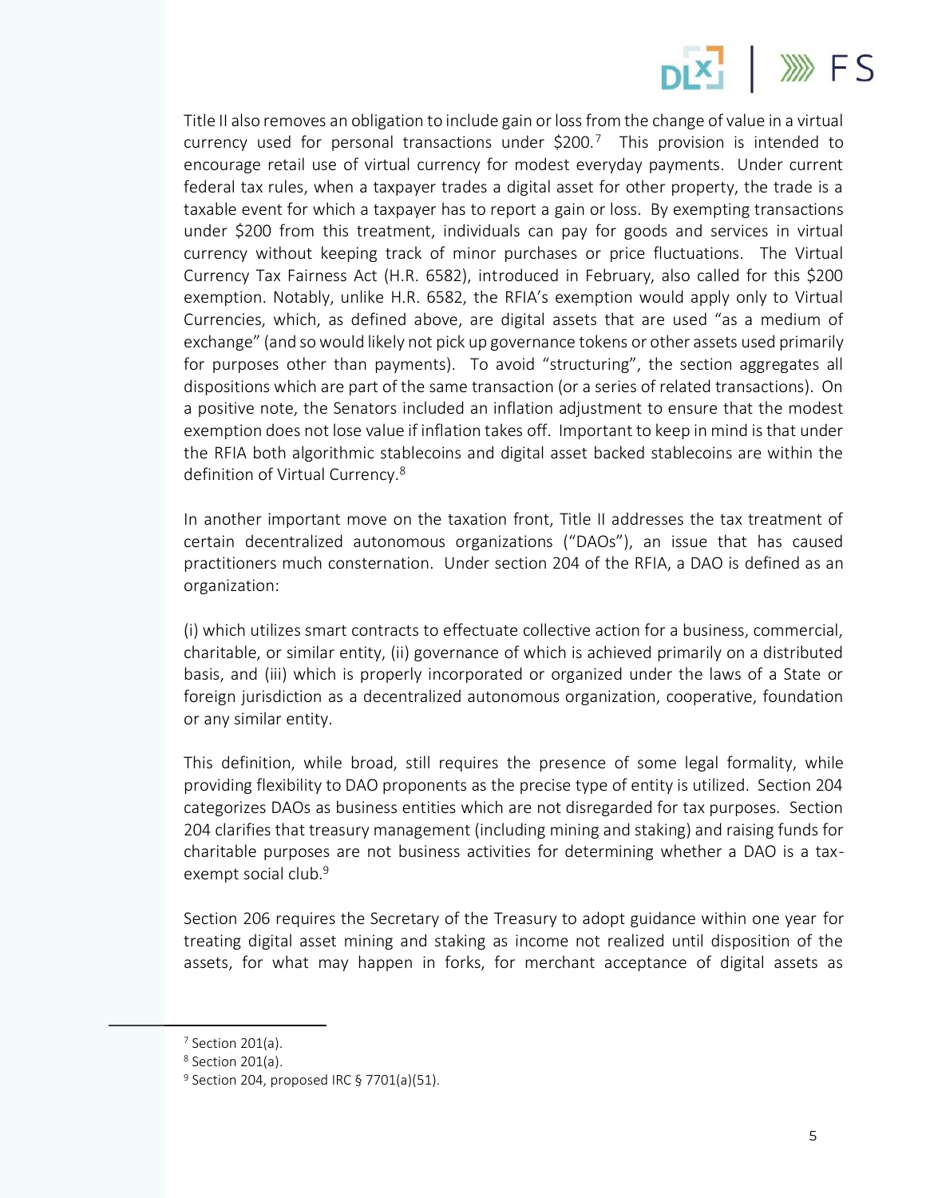Title II also removes an obligation to include gain or loss from the change of value in a virtual currency used for personal transactions under $200.[7] This provision is intended to encourage retail use of virtual currency for modest everyday payments. Under current federal tax rules, when a taxpayer trades a digital asset for other property, the trade is a taxable event for which a taxpayer has to report a gain or loss. By exempting transactions under $200 from this treatment, individuals can pay for goods and services in virtual currency without keeping track of minor purchases or price fluctuations. The Virtual Currency Tax Fairness Act (H.R. 6582), introduced in February, also called for this $200 exemption. Notably, unlike H.R. 6582, the RFIA's exemption would apply only to Virtual Currencies, which, as defined above, are digital assets that are used "as a medium of exchange" (and so would likely not pick up governance tokens or other assets used primarily for purposes other than payments). To avoid "structuring", the section aggregates all dispositions which are part of the same transaction (or a series of related transactions). On a positive note, the Senators included an inflation adjustment to ensure that the modest exemption does not lose value if inflation takes off. Important to keep in mind is that under the RFIA both algorithmic stablecoins and digital asset backed stablecoins are within the definition of Virtual Currency.[8]

In another important move on the taxation front, Title II addresses the tax treatment of certain decentralized autonomous organizations ("DAOs"), an issue that has caused practitioners much consternation. Under section 204 of the RFIA, a DAO is defined as an organization:

(i) which utilizes smart contracts to effectuate collective action for a business, commercial, charitable, or similar entity, (ii) governance of which is achieved primarily on a distributed basis, and (iii) which is properly incorporated or organized under the laws of a State or foreign jurisdiction as a decentralized autonomous organization, cooperative, foundation or any similar entity.

This definition, while broad, still requires the presence of some legal formality, while providing flexibility to DAO proponents as the precise type of entity is utilized. Section 204 categorizes DAOs as business entities which are not disregarded for tax purposes. Section 204 clarifies that treasury management (including mining and staking) and raising funds for charitable purposes are not business activities for determining whether a DAO is a tax-exempt social club.[9]

Section 206 requires the Secretary of the Treasury to adopt guidance within one year for treating digital asset mining and staking as income not realized until disposition of the assets, for what may happen in forks, for merchant acceptance of digital assets as

---

[7] Section 201(a).

[8] Section 201(a).

[9] Section 204, proposed IRC § 7701(a)(51).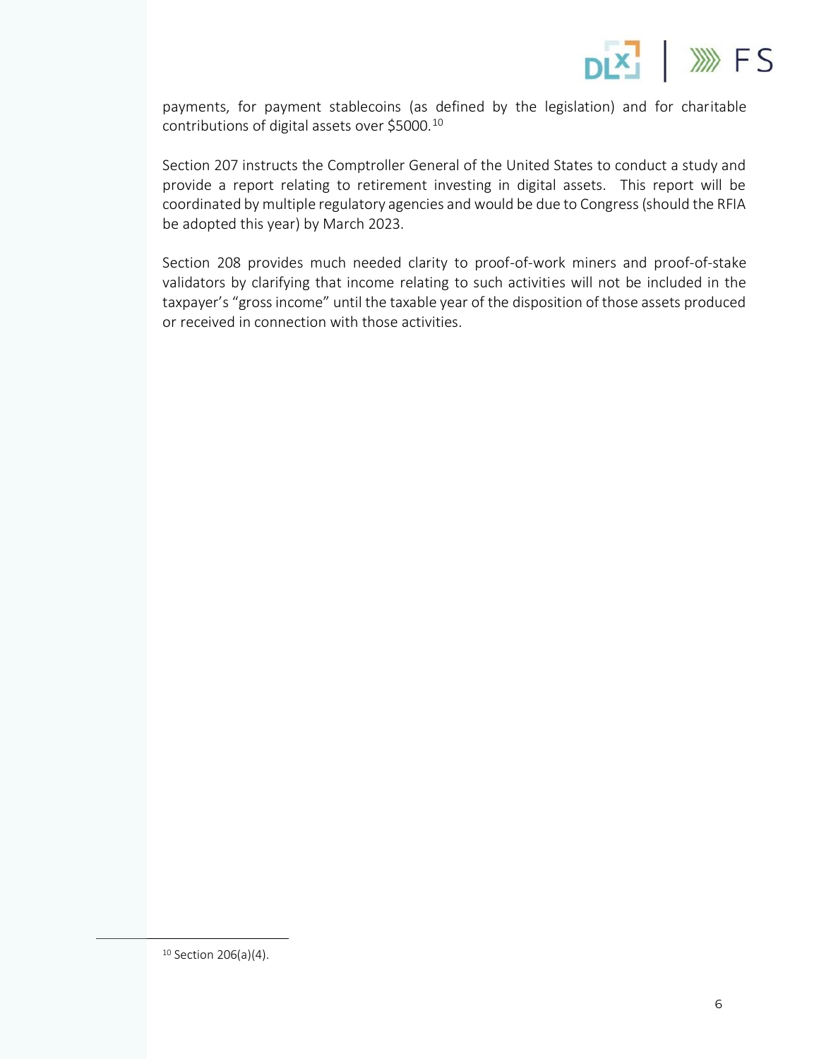payments, for payment stablecoins (as defined by the legislation) and for charitable contributions of digital assets over $5000.[10]

Section 207 instructs the Comptroller General of the United States to conduct a study and provide a report relating to retirement investing in digital assets. This report will be coordinated by multiple regulatory agencies and would be due to Congress (should the RFIA be adopted this year) by March 2023.

Section 208 provides much needed clarity to proof-of-work miners and proof-of-stake validators by clarifying that income relating to such activities will not be included in the taxpayer's "gross income" until the taxable year of the disposition of those assets produced or received in connection with those activities.

[10] Section 206(a)(4).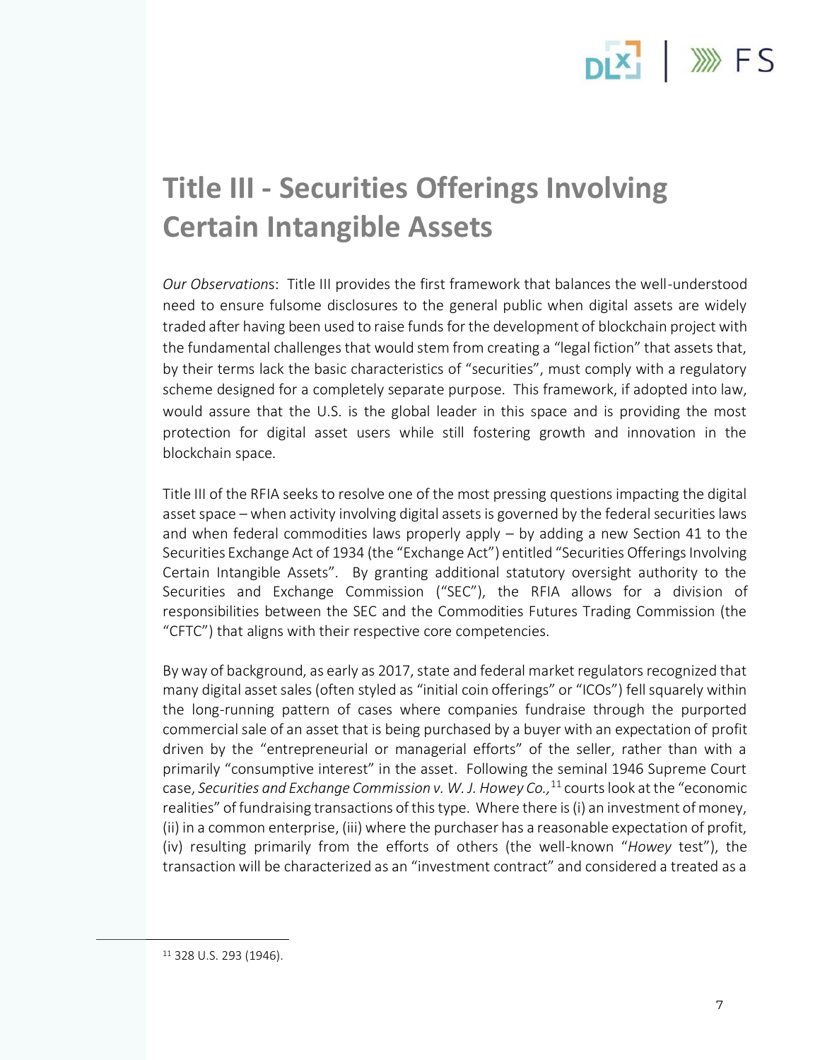# Title III - Securities Offerings Involving Certain Intangible Assets

*Our Observations*: Title III provides the first framework that balances the well-understood need to ensure fulsome disclosures to the general public when digital assets are widely traded after having been used to raise funds for the development of blockchain project with the fundamental challenges that would stem from creating a "legal fiction" that assets that, by their terms lack the basic characteristics of "securities", must comply with a regulatory scheme designed for a completely separate purpose. This framework, if adopted into law, would assure that the U.S. is the global leader in this space and is providing the most protection for digital asset users while still fostering growth and innovation in the blockchain space.

Title III of the RFIA seeks to resolve one of the most pressing questions impacting the digital asset space – when activity involving digital assets is governed by the federal securities laws and when federal commodities laws properly apply – by adding a new Section 41 to the Securities Exchange Act of 1934 (the "Exchange Act") entitled "Securities Offerings Involving Certain Intangible Assets". By granting additional statutory oversight authority to the Securities and Exchange Commission ("SEC"), the RFIA allows for a division of responsibilities between the SEC and the Commodities Futures Trading Commission (the "CFTC") that aligns with their respective core competencies.

By way of background, as early as 2017, state and federal market regulators recognized that many digital asset sales (often styled as "initial coin offerings" or "ICOs") fell squarely within the long-running pattern of cases where companies fundraise through the purported commercial sale of an asset that is being purchased by a buyer with an expectation of profit driven by the "entrepreneurial or managerial efforts" of the seller, rather than with a primarily "consumptive interest" in the asset. Following the seminal 1946 Supreme Court case, *Securities and Exchange Commission v. W. J. Howey Co.,*[11] courts look at the "economic realities" of fundraising transactions of this type. Where there is (i) an investment of money, (ii) in a common enterprise, (iii) where the purchaser has a reasonable expectation of profit, (iv) resulting primarily from the efforts of others (the well-known "*Howey* test"), the transaction will be characterized as an "investment contract" and considered a treated as a

[11] 328 U.S. 293 (1946).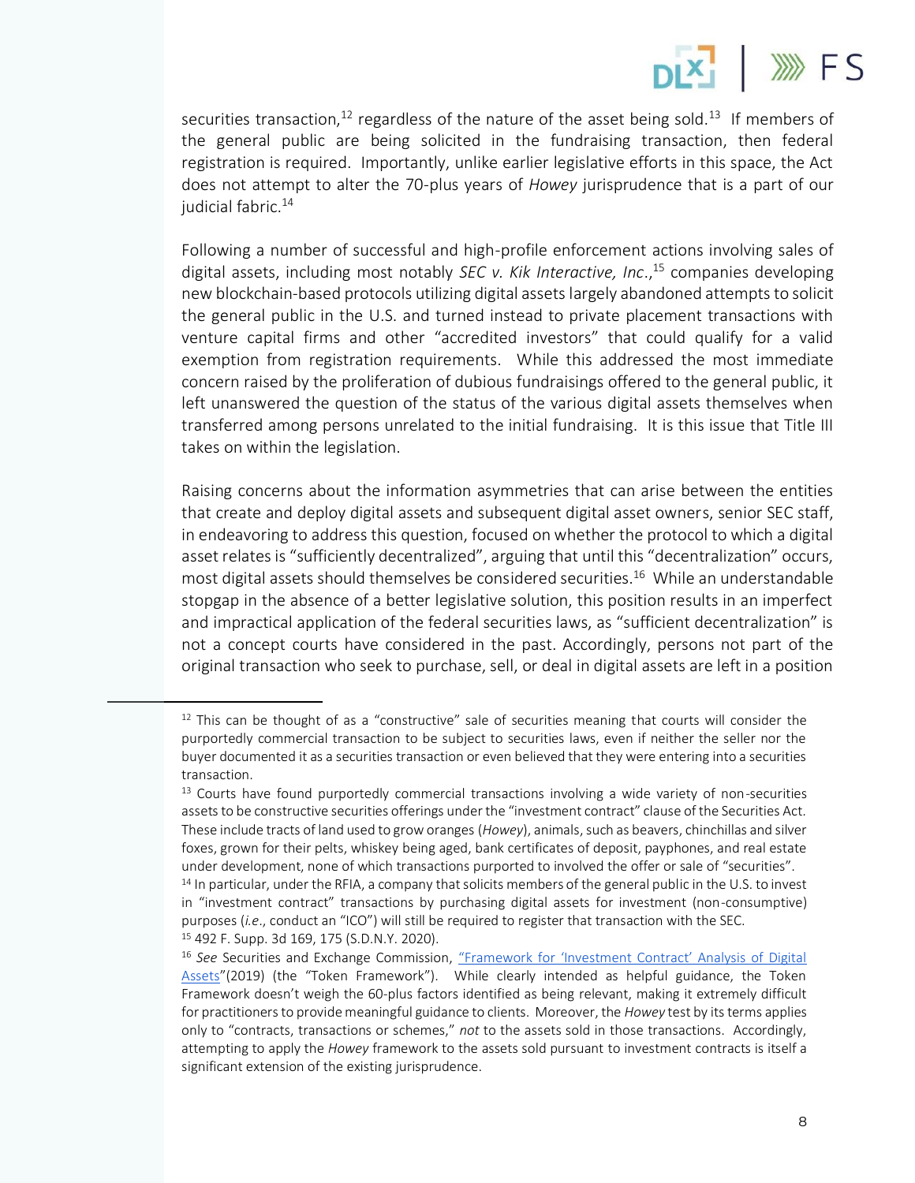securities transaction,[12] regardless of the nature of the asset being sold.[13] If members of the general public are being solicited in the fundraising transaction, then federal registration is required. Importantly, unlike earlier legislative efforts in this space, the Act does not attempt to alter the 70-plus years of *Howey* jurisprudence that is a part of our judicial fabric.[14]

Following a number of successful and high-profile enforcement actions involving sales of digital assets, including most notably *SEC v. Kik Interactive, Inc*.,[15] companies developing new blockchain-based protocols utilizing digital assets largely abandoned attempts to solicit the general public in the U.S. and turned instead to private placement transactions with venture capital firms and other "accredited investors" that could qualify for a valid exemption from registration requirements. While this addressed the most immediate concern raised by the proliferation of dubious fundraisings offered to the general public, it left unanswered the question of the status of the various digital assets themselves when transferred among persons unrelated to the initial fundraising. It is this issue that Title III takes on within the legislation.

Raising concerns about the information asymmetries that can arise between the entities that create and deploy digital assets and subsequent digital asset owners, senior SEC staff, in endeavoring to address this question, focused on whether the protocol to which a digital asset relates is "sufficiently decentralized", arguing that until this "decentralization" occurs, most digital assets should themselves be considered securities.[16] While an understandable stopgap in the absence of a better legislative solution, this position results in an imperfect and impractical application of the federal securities laws, as "sufficient decentralization" is not a concept courts have considered in the past. Accordingly, persons not part of the original transaction who seek to purchase, sell, or deal in digital assets are left in a position

---

[12] This can be thought of as a "constructive" sale of securities meaning that courts will consider the purportedly commercial transaction to be subject to securities laws, even if neither the seller nor the buyer documented it as a securities transaction or even believed that they were entering into a securities transaction.

[13] Courts have found purportedly commercial transactions involving a wide variety of non-securities assets to be constructive securities offerings under the "investment contract" clause of the Securities Act. These include tracts of land used to grow oranges (*Howey*), animals, such as beavers, chinchillas and silver foxes, grown for their pelts, whiskey being aged, bank certificates of deposit, payphones, and real estate under development, none of which transactions purported to involved the offer or sale of "securities".

[14] In particular, under the RFIA, a company that solicits members of the general public in the U.S. to invest in "investment contract" transactions by purchasing digital assets for investment (non-consumptive) purposes (*i.e*., conduct an "ICO") will still be required to register that transaction with the SEC.

[15] 492 F. Supp. 3d 169, 175 (S.D.N.Y. 2020).

[16] *See* Securities and Exchange Commission, "Framework for 'Investment Contract' Analysis of Digital Assets"(2019) (the "Token Framework"). While clearly intended as helpful guidance, the Token Framework doesn't weigh the 60-plus factors identified as being relevant, making it extremely difficult for practitioners to provide meaningful guidance to clients. Moreover, the *Howey* test by its terms applies only to "contracts, transactions or schemes," *not* to the assets sold in those transactions. Accordingly, attempting to apply the *Howey* framework to the assets sold pursuant to investment contracts is itself a significant extension of the existing jurisprudence.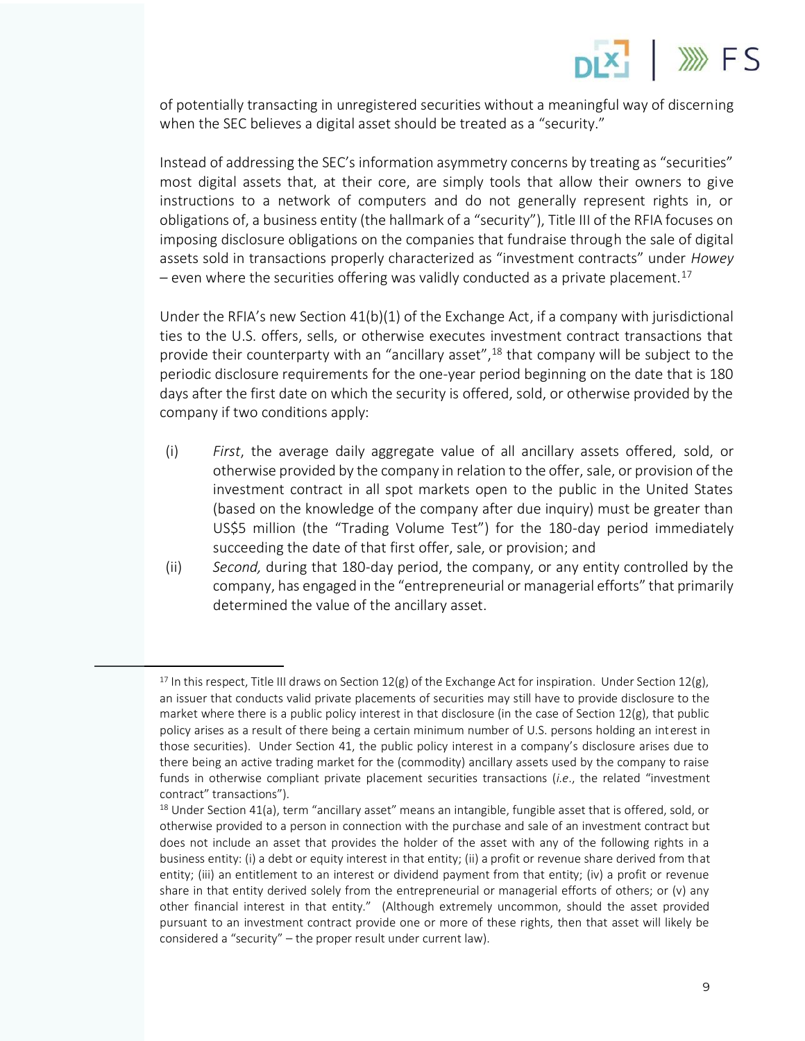of potentially transacting in unregistered securities without a meaningful way of discerning when the SEC believes a digital asset should be treated as a "security."

Instead of addressing the SEC's information asymmetry concerns by treating as "securities" most digital assets that, at their core, are simply tools that allow their owners to give instructions to a network of computers and do not generally represent rights in, or obligations of, a business entity (the hallmark of a "security"), Title III of the RFIA focuses on imposing disclosure obligations on the companies that fundraise through the sale of digital assets sold in transactions properly characterized as "investment contracts" under *Howey* – even where the securities offering was validly conducted as a private placement.[17]

Under the RFIA's new Section 41(b)(1) of the Exchange Act, if a company with jurisdictional ties to the U.S. offers, sells, or otherwise executes investment contract transactions that provide their counterparty with an "ancillary asset",[18] that company will be subject to the periodic disclosure requirements for the one-year period beginning on the date that is 180 days after the first date on which the security is offered, sold, or otherwise provided by the company if two conditions apply:

(i) *First*, the average daily aggregate value of all ancillary assets offered, sold, or otherwise provided by the company in relation to the offer, sale, or provision of the investment contract in all spot markets open to the public in the United States (based on the knowledge of the company after due inquiry) must be greater than US$5 million (the "Trading Volume Test") for the 180-day period immediately succeeding the date of that first offer, sale, or provision; and

(ii) *Second,* during that 180-day period, the company, or any entity controlled by the company, has engaged in the "entrepreneurial or managerial efforts" that primarily determined the value of the ancillary asset.

---

[17] In this respect, Title III draws on Section 12(g) of the Exchange Act for inspiration. Under Section 12(g), an issuer that conducts valid private placements of securities may still have to provide disclosure to the market where there is a public policy interest in that disclosure (in the case of Section 12(g), that public policy arises as a result of there being a certain minimum number of U.S. persons holding an interest in those securities). Under Section 41, the public policy interest in a company's disclosure arises due to there being an active trading market for the (commodity) ancillary assets used by the company to raise funds in otherwise compliant private placement securities transactions (*i.e*., the related "investment contract" transactions").

[18] Under Section 41(a), term "ancillary asset" means an intangible, fungible asset that is offered, sold, or otherwise provided to a person in connection with the purchase and sale of an investment contract but does not include an asset that provides the holder of the asset with any of the following rights in a business entity: (i) a debt or equity interest in that entity; (ii) a profit or revenue share derived from that entity; (iii) an entitlement to an interest or dividend payment from that entity; (iv) a profit or revenue share in that entity derived solely from the entrepreneurial or managerial efforts of others; or (v) any other financial interest in that entity." (Although extremely uncommon, should the asset provided pursuant to an investment contract provide one or more of these rights, then that asset will likely be considered a "security" – the proper result under current law).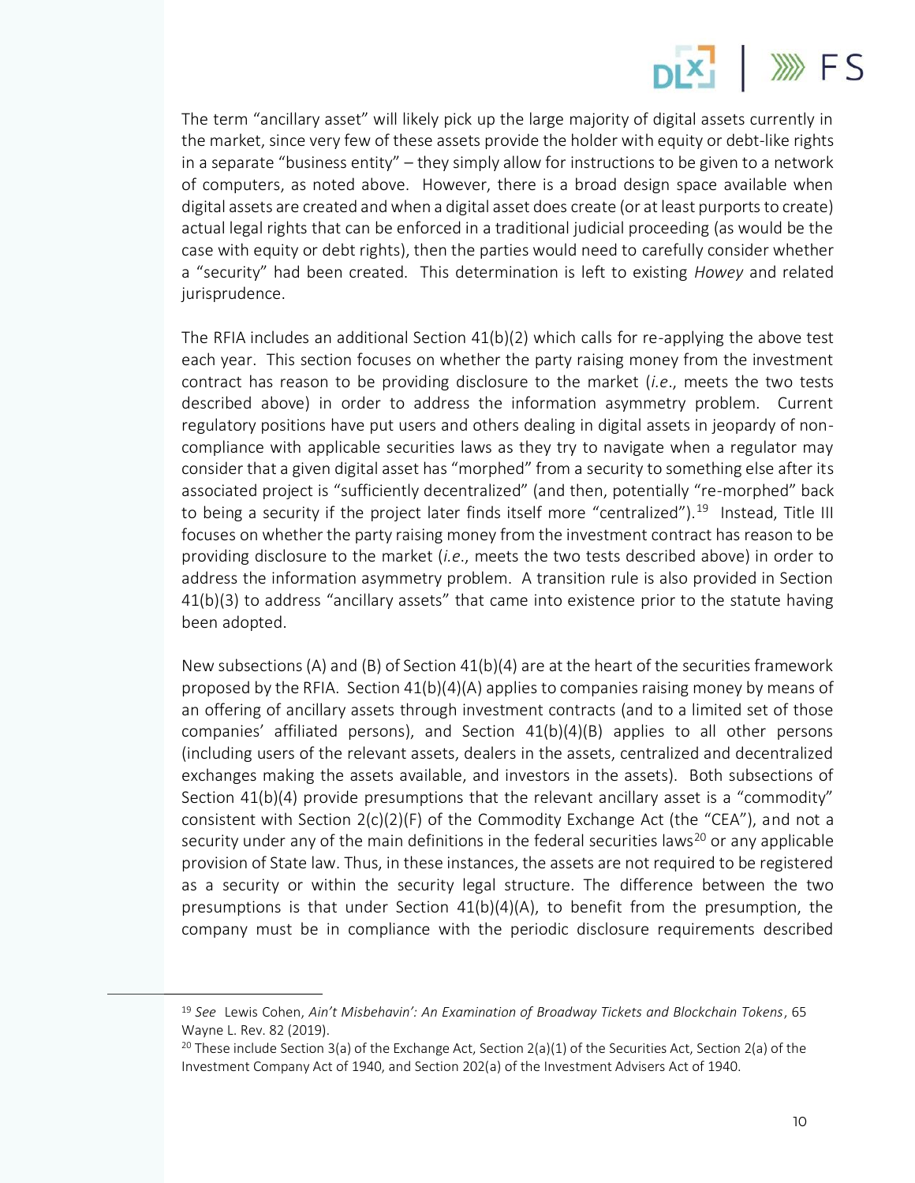The term "ancillary asset" will likely pick up the large majority of digital assets currently in the market, since very few of these assets provide the holder with equity or debt-like rights in a separate "business entity" – they simply allow for instructions to be given to a network of computers, as noted above. However, there is a broad design space available when digital assets are created and when a digital asset does create (or at least purports to create) actual legal rights that can be enforced in a traditional judicial proceeding (as would be the case with equity or debt rights), then the parties would need to carefully consider whether a "security" had been created. This determination is left to existing *Howey* and related jurisprudence.

The RFIA includes an additional Section 41(b)(2) which calls for re-applying the above test each year. This section focuses on whether the party raising money from the investment contract has reason to be providing disclosure to the market (*i.e.*, meets the two tests described above) in order to address the information asymmetry problem. Current regulatory positions have put users and others dealing in digital assets in jeopardy of non-compliance with applicable securities laws as they try to navigate when a regulator may consider that a given digital asset has "morphed" from a security to something else after its associated project is "sufficiently decentralized" (and then, potentially "re-morphed" back to being a security if the project later finds itself more "centralized").[19] Instead, Title III focuses on whether the party raising money from the investment contract has reason to be providing disclosure to the market (*i.e.*, meets the two tests described above) in order to address the information asymmetry problem. A transition rule is also provided in Section 41(b)(3) to address "ancillary assets" that came into existence prior to the statute having been adopted.

New subsections (A) and (B) of Section 41(b)(4) are at the heart of the securities framework proposed by the RFIA. Section 41(b)(4)(A) applies to companies raising money by means of an offering of ancillary assets through investment contracts (and to a limited set of those companies' affiliated persons), and Section 41(b)(4)(B) applies to all other persons (including users of the relevant assets, dealers in the assets, centralized and decentralized exchanges making the assets available, and investors in the assets). Both subsections of Section 41(b)(4) provide presumptions that the relevant ancillary asset is a "commodity" consistent with Section 2(c)(2)(F) of the Commodity Exchange Act (the "CEA"), and not a security under any of the main definitions in the federal securities laws[20] or any applicable provision of State law. Thus, in these instances, the assets are not required to be registered as a security or within the security legal structure. The difference between the two presumptions is that under Section 41(b)(4)(A), to benefit from the presumption, the company must be in compliance with the periodic disclosure requirements described

---

[19] *See* Lewis Cohen, *Ain't Misbehavin': An Examination of Broadway Tickets and Blockchain Tokens*, 65 Wayne L. Rev. 82 (2019).

[20] These include Section 3(a) of the Exchange Act, Section 2(a)(1) of the Securities Act, Section 2(a) of the Investment Company Act of 1940, and Section 202(a) of the Investment Advisers Act of 1940.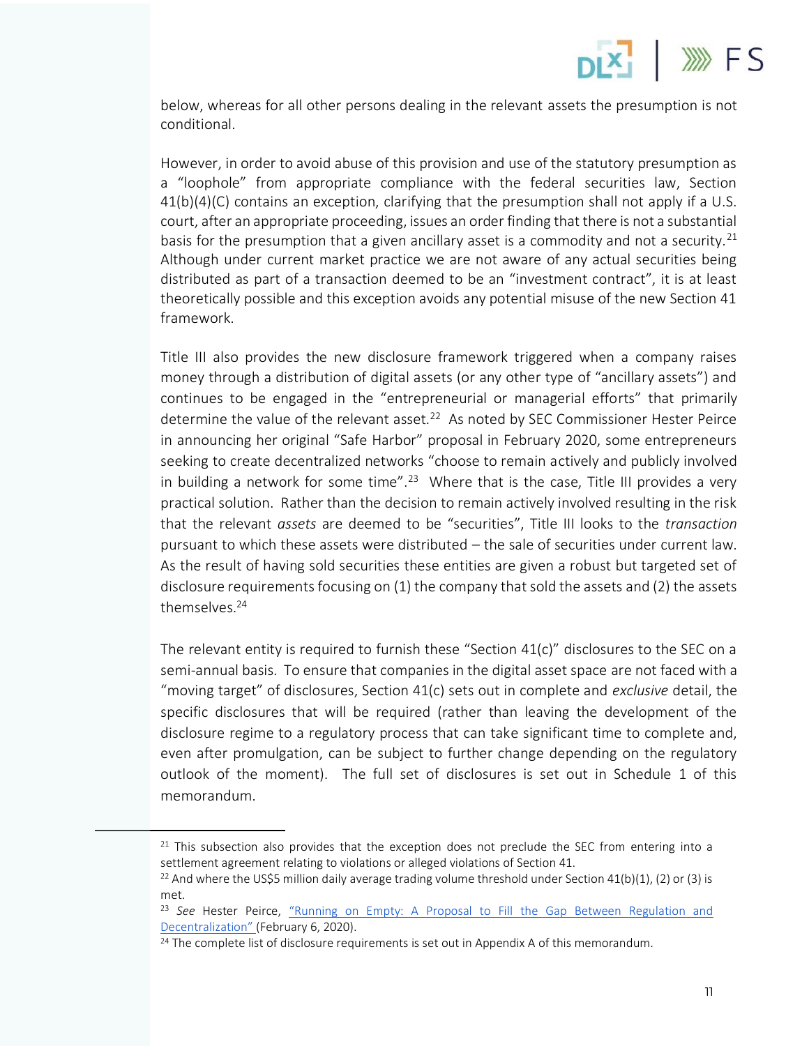below, whereas for all other persons dealing in the relevant assets the presumption is not conditional.

However, in order to avoid abuse of this provision and use of the statutory presumption as a "loophole" from appropriate compliance with the federal securities law, Section 41(b)(4)(C) contains an exception, clarifying that the presumption shall not apply if a U.S. court, after an appropriate proceeding, issues an order finding that there is not a substantial basis for the presumption that a given ancillary asset is a commodity and not a security.[21] Although under current market practice we are not aware of any actual securities being distributed as part of a transaction deemed to be an "investment contract", it is at least theoretically possible and this exception avoids any potential misuse of the new Section 41 framework.

Title III also provides the new disclosure framework triggered when a company raises money through a distribution of digital assets (or any other type of "ancillary assets") and continues to be engaged in the "entrepreneurial or managerial efforts" that primarily determine the value of the relevant asset.[22] As noted by SEC Commissioner Hester Peirce in announcing her original "Safe Harbor" proposal in February 2020, some entrepreneurs seeking to create decentralized networks "choose to remain actively and publicly involved in building a network for some time".[23] Where that is the case, Title III provides a very practical solution. Rather than the decision to remain actively involved resulting in the risk that the relevant *assets* are deemed to be "securities", Title III looks to the *transaction* pursuant to which these assets were distributed – the sale of securities under current law. As the result of having sold securities these entities are given a robust but targeted set of disclosure requirements focusing on (1) the company that sold the assets and (2) the assets themselves.[24]

The relevant entity is required to furnish these "Section 41(c)" disclosures to the SEC on a semi-annual basis. To ensure that companies in the digital asset space are not faced with a "moving target" of disclosures, Section 41(c) sets out in complete and *exclusive* detail, the specific disclosures that will be required (rather than leaving the development of the disclosure regime to a regulatory process that can take significant time to complete and, even after promulgation, can be subject to further change depending on the regulatory outlook of the moment). The full set of disclosures is set out in Schedule 1 of this memorandum.

---

[21] This subsection also provides that the exception does not preclude the SEC from entering into a settlement agreement relating to violations or alleged violations of Section 41.

[22] And where the US$5 million daily average trading volume threshold under Section 41(b)(1), (2) or (3) is met.

[23] *See* Hester Peirce, "Running on Empty: A Proposal to Fill the Gap Between Regulation and Decentralization" (February 6, 2020).

[24] The complete list of disclosure requirements is set out in Appendix A of this memorandum.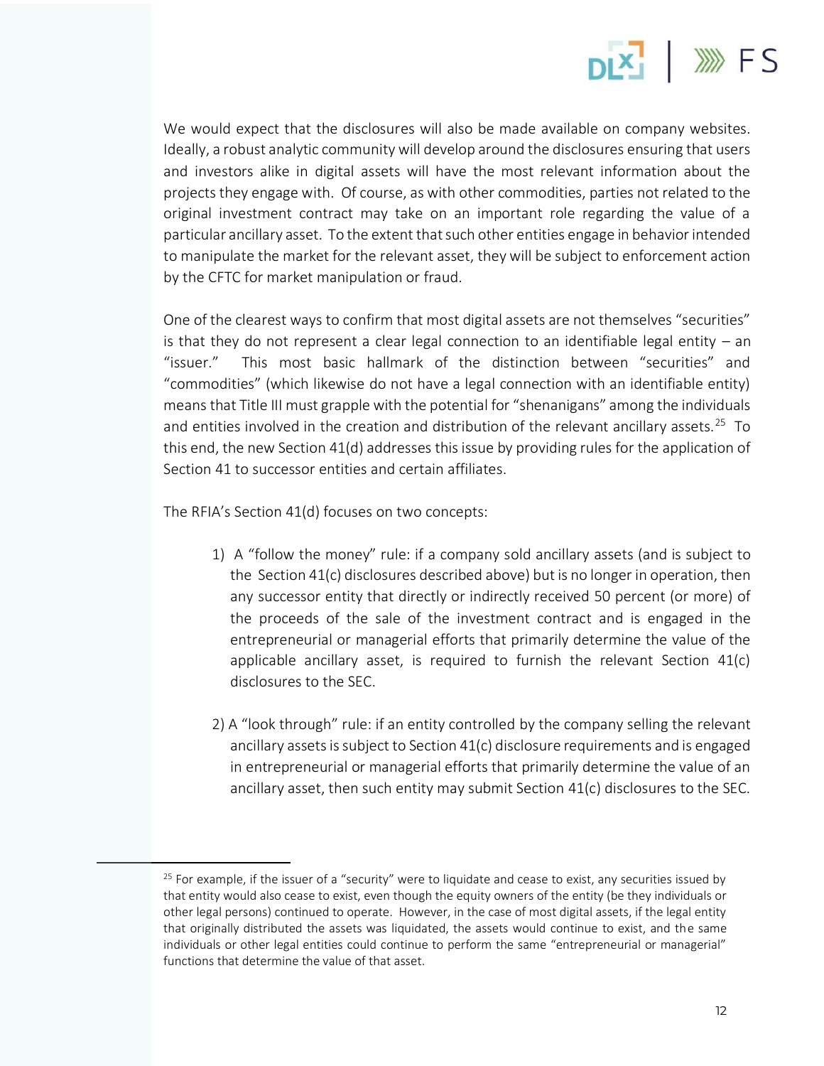We would expect that the disclosures will also be made available on company websites. Ideally, a robust analytic community will develop around the disclosures ensuring that users and investors alike in digital assets will have the most relevant information about the projects they engage with. Of course, as with other commodities, parties not related to the original investment contract may take on an important role regarding the value of a particular ancillary asset. To the extent that such other entities engage in behavior intended to manipulate the market for the relevant asset, they will be subject to enforcement action by the CFTC for market manipulation or fraud.

One of the clearest ways to confirm that most digital assets are not themselves "securities" is that they do not represent a clear legal connection to an identifiable legal entity – an "issuer." This most basic hallmark of the distinction between "securities" and "commodities" (which likewise do not have a legal connection with an identifiable entity) means that Title III must grapple with the potential for "shenanigans" among the individuals and entities involved in the creation and distribution of the relevant ancillary assets.[25] To this end, the new Section 41(d) addresses this issue by providing rules for the application of Section 41 to successor entities and certain affiliates.

The RFIA's Section 41(d) focuses on two concepts:

1) A "follow the money" rule: if a company sold ancillary assets (and is subject to the Section 41(c) disclosures described above) but is no longer in operation, then any successor entity that directly or indirectly received 50 percent (or more) of the proceeds of the sale of the investment contract and is engaged in the entrepreneurial or managerial efforts that primarily determine the value of the applicable ancillary asset, is required to furnish the relevant Section 41(c) disclosures to the SEC.

2) A "look through" rule: if an entity controlled by the company selling the relevant ancillary assets is subject to Section 41(c) disclosure requirements and is engaged in entrepreneurial or managerial efforts that primarily determine the value of an ancillary asset, then such entity may submit Section 41(c) disclosures to the SEC.

---

[25] For example, if the issuer of a "security" were to liquidate and cease to exist, any securities issued by that entity would also cease to exist, even though the equity owners of the entity (be they individuals or other legal persons) continued to operate. However, in the case of most digital assets, if the legal entity that originally distributed the assets was liquidated, the assets would continue to exist, and the same individuals or other legal entities could continue to perform the same "entrepreneurial or managerial" functions that determine the value of that asset.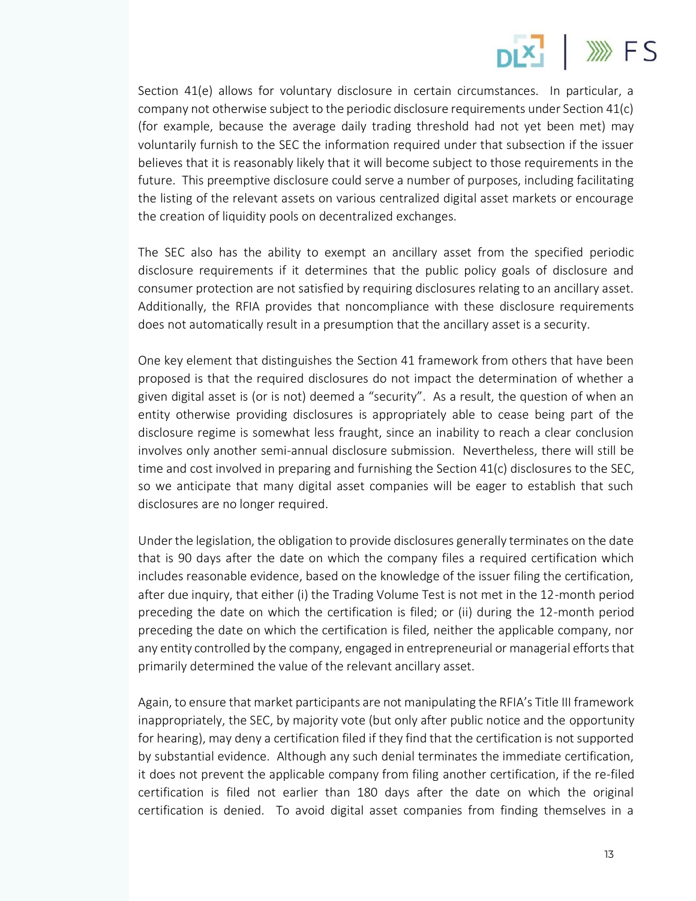Section 41(e) allows for voluntary disclosure in certain circumstances. In particular, a company not otherwise subject to the periodic disclosure requirements under Section 41(c) (for example, because the average daily trading threshold had not yet been met) may voluntarily furnish to the SEC the information required under that subsection if the issuer believes that it is reasonably likely that it will become subject to those requirements in the future. This preemptive disclosure could serve a number of purposes, including facilitating the listing of the relevant assets on various centralized digital asset markets or encourage the creation of liquidity pools on decentralized exchanges.

The SEC also has the ability to exempt an ancillary asset from the specified periodic disclosure requirements if it determines that the public policy goals of disclosure and consumer protection are not satisfied by requiring disclosures relating to an ancillary asset. Additionally, the RFIA provides that noncompliance with these disclosure requirements does not automatically result in a presumption that the ancillary asset is a security.

One key element that distinguishes the Section 41 framework from others that have been proposed is that the required disclosures do not impact the determination of whether a given digital asset is (or is not) deemed a "security". As a result, the question of when an entity otherwise providing disclosures is appropriately able to cease being part of the disclosure regime is somewhat less fraught, since an inability to reach a clear conclusion involves only another semi-annual disclosure submission. Nevertheless, there will still be time and cost involved in preparing and furnishing the Section 41(c) disclosures to the SEC, so we anticipate that many digital asset companies will be eager to establish that such disclosures are no longer required.

Under the legislation, the obligation to provide disclosures generally terminates on the date that is 90 days after the date on which the company files a required certification which includes reasonable evidence, based on the knowledge of the issuer filing the certification, after due inquiry, that either (i) the Trading Volume Test is not met in the 12-month period preceding the date on which the certification is filed; or (ii) during the 12-month period preceding the date on which the certification is filed, neither the applicable company, nor any entity controlled by the company, engaged in entrepreneurial or managerial efforts that primarily determined the value of the relevant ancillary asset.

Again, to ensure that market participants are not manipulating the RFIA's Title III framework inappropriately, the SEC, by majority vote (but only after public notice and the opportunity for hearing), may deny a certification filed if they find that the certification is not supported by substantial evidence. Although any such denial terminates the immediate certification, it does not prevent the applicable company from filing another certification, if the re-filed certification is filed not earlier than 180 days after the date on which the original certification is denied. To avoid digital asset companies from finding themselves in a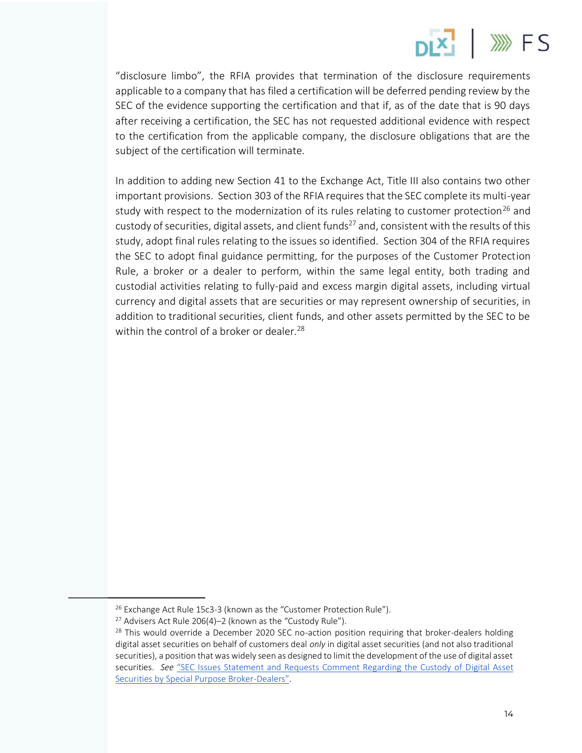"disclosure limbo", the RFIA provides that termination of the disclosure requirements applicable to a company that has filed a certification will be deferred pending review by the SEC of the evidence supporting the certification and that if, as of the date that is 90 days after receiving a certification, the SEC has not requested additional evidence with respect to the certification from the applicable company, the disclosure obligations that are the subject of the certification will terminate.

In addition to adding new Section 41 to the Exchange Act, Title III also contains two other important provisions. Section 303 of the RFIA requires that the SEC complete its multi-year study with respect to the modernization of its rules relating to customer protection[26] and custody of securities, digital assets, and client funds[27] and, consistent with the results of this study, adopt final rules relating to the issues so identified. Section 304 of the RFIA requires the SEC to adopt final guidance permitting, for the purposes of the Customer Protection Rule, a broker or a dealer to perform, within the same legal entity, both trading and custodial activities relating to fully-paid and excess margin digital assets, including virtual currency and digital assets that are securities or may represent ownership of securities, in addition to traditional securities, client funds, and other assets permitted by the SEC to be within the control of a broker or dealer.[28]

---

[26] Exchange Act Rule 15c3-3 (known as the "Customer Protection Rule").

[27] Advisers Act Rule 206(4)–2 (known as the "Custody Rule").

[28] This would override a December 2020 SEC no-action position requiring that broker-dealers holding digital asset securities on behalf of customers deal *only* in digital asset securities (and not also traditional securities), a position that was widely seen as designed to limit the development of the use of digital asset securities. *See* "SEC Issues Statement and Requests Comment Regarding the Custody of Digital Asset Securities by Special Purpose Broker-Dealers".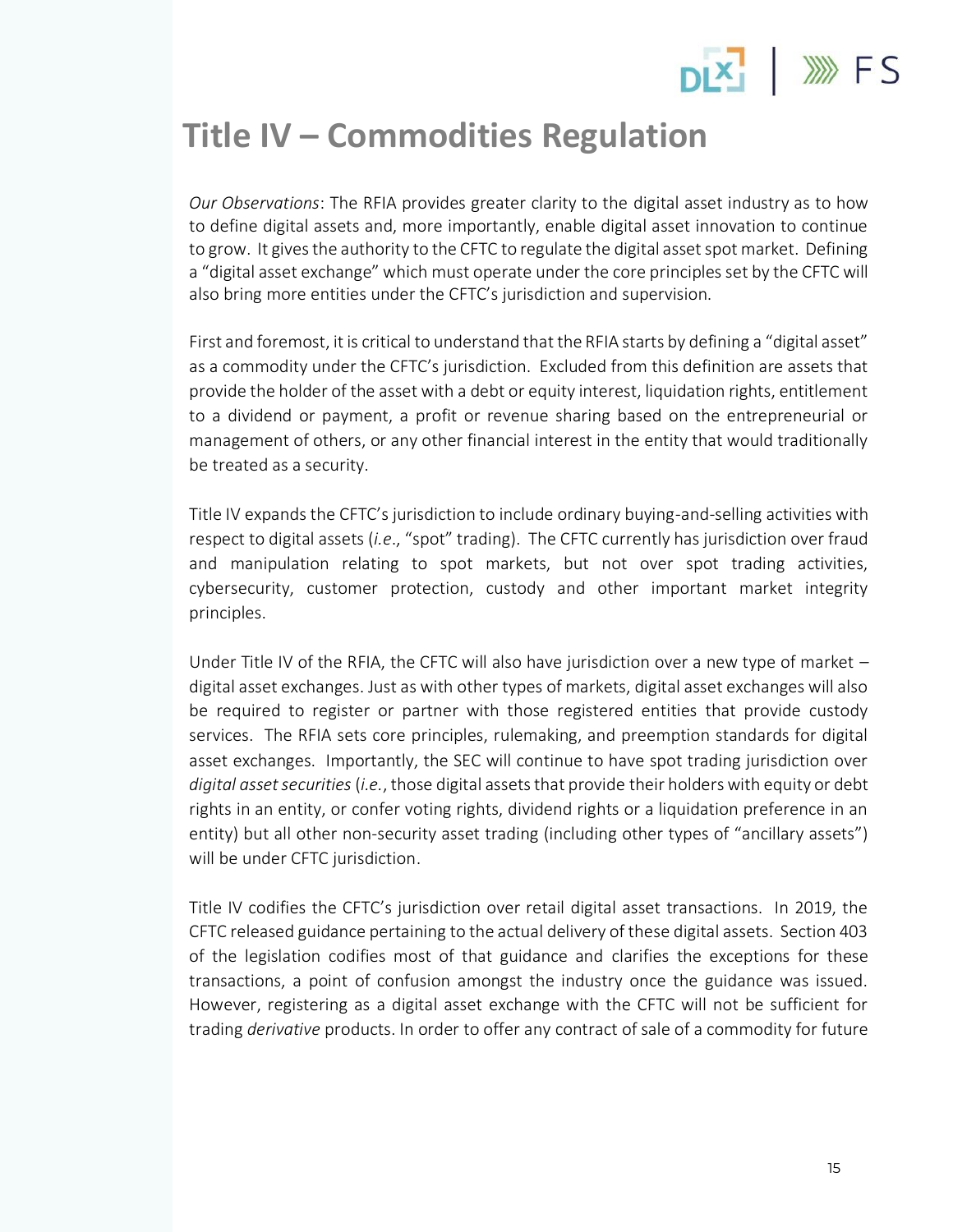# Title IV – Commodities Regulation

*Our Observations*: The RFIA provides greater clarity to the digital asset industry as to how to define digital assets and, more importantly, enable digital asset innovation to continue to grow. It gives the authority to the CFTC to regulate the digital asset spot market. Defining a "digital asset exchange" which must operate under the core principles set by the CFTC will also bring more entities under the CFTC's jurisdiction and supervision.

First and foremost, it is critical to understand that the RFIA starts by defining a "digital asset" as a commodity under the CFTC's jurisdiction. Excluded from this definition are assets that provide the holder of the asset with a debt or equity interest, liquidation rights, entitlement to a dividend or payment, a profit or revenue sharing based on the entrepreneurial or management of others, or any other financial interest in the entity that would traditionally be treated as a security.

Title IV expands the CFTC's jurisdiction to include ordinary buying-and-selling activities with respect to digital assets (*i.e*., "spot" trading). The CFTC currently has jurisdiction over fraud and manipulation relating to spot markets, but not over spot trading activities, cybersecurity, customer protection, custody and other important market integrity principles.

Under Title IV of the RFIA, the CFTC will also have jurisdiction over a new type of market – digital asset exchanges. Just as with other types of markets, digital asset exchanges will also be required to register or partner with those registered entities that provide custody services. The RFIA sets core principles, rulemaking, and preemption standards for digital asset exchanges. Importantly, the SEC will continue to have spot trading jurisdiction over *digital asset securities* (*i.e.*, those digital assets that provide their holders with equity or debt rights in an entity, or confer voting rights, dividend rights or a liquidation preference in an entity) but all other non-security asset trading (including other types of "ancillary assets") will be under CFTC jurisdiction.

Title IV codifies the CFTC's jurisdiction over retail digital asset transactions. In 2019, the CFTC released guidance pertaining to the actual delivery of these digital assets. Section 403 of the legislation codifies most of that guidance and clarifies the exceptions for these transactions, a point of confusion amongst the industry once the guidance was issued. However, registering as a digital asset exchange with the CFTC will not be sufficient for trading *derivative* products. In order to offer any contract of sale of a commodity for future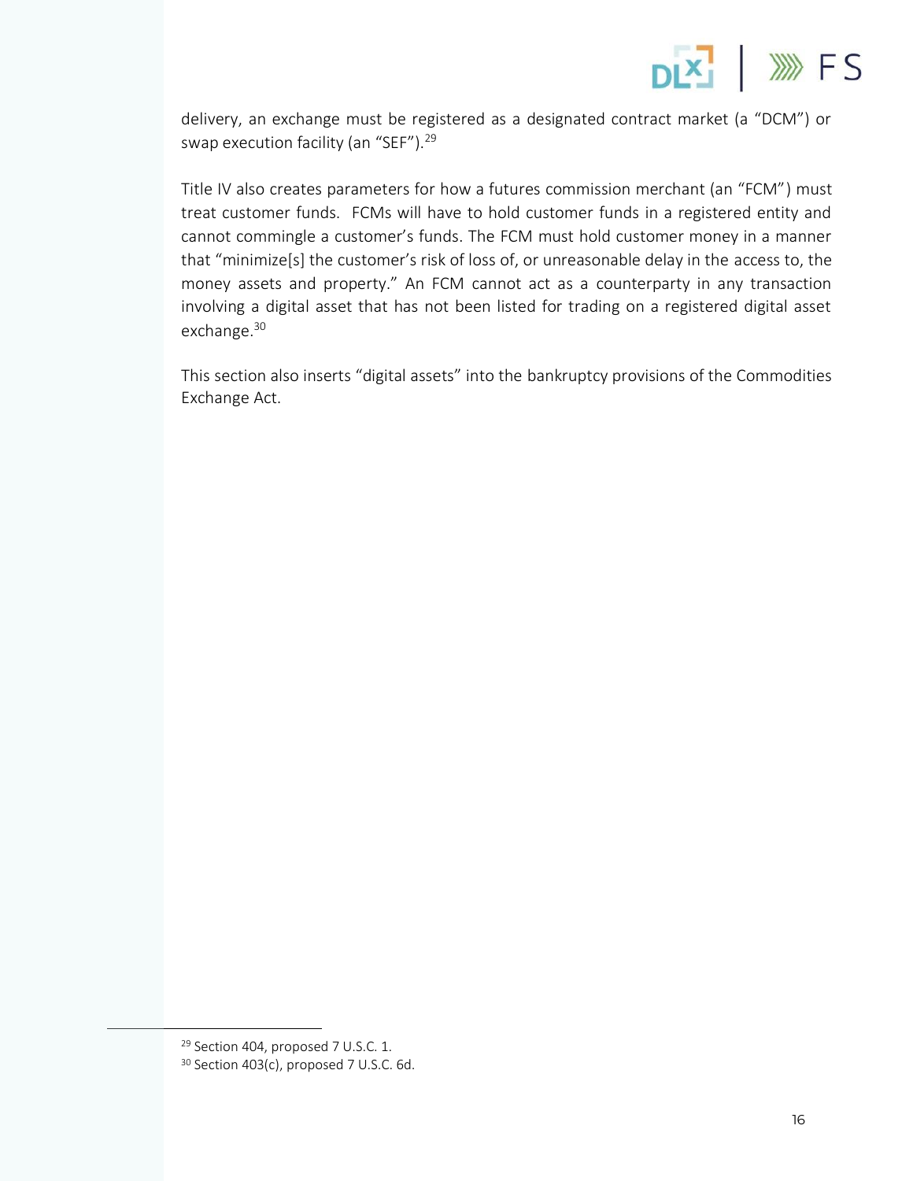delivery, an exchange must be registered as a designated contract market (a "DCM") or swap execution facility (an "SEF").[29]

Title IV also creates parameters for how a futures commission merchant (an "FCM") must treat customer funds. FCMs will have to hold customer funds in a registered entity and cannot commingle a customer's funds. The FCM must hold customer money in a manner that "minimize[s] the customer's risk of loss of, or unreasonable delay in the access to, the money assets and property." An FCM cannot act as a counterparty in any transaction involving a digital asset that has not been listed for trading on a registered digital asset exchange.[30]

This section also inserts "digital assets" into the bankruptcy provisions of the Commodities Exchange Act.

---

[29] Section 404, proposed 7 U.S.C. 1.

[30] Section 403(c), proposed 7 U.S.C. 6d.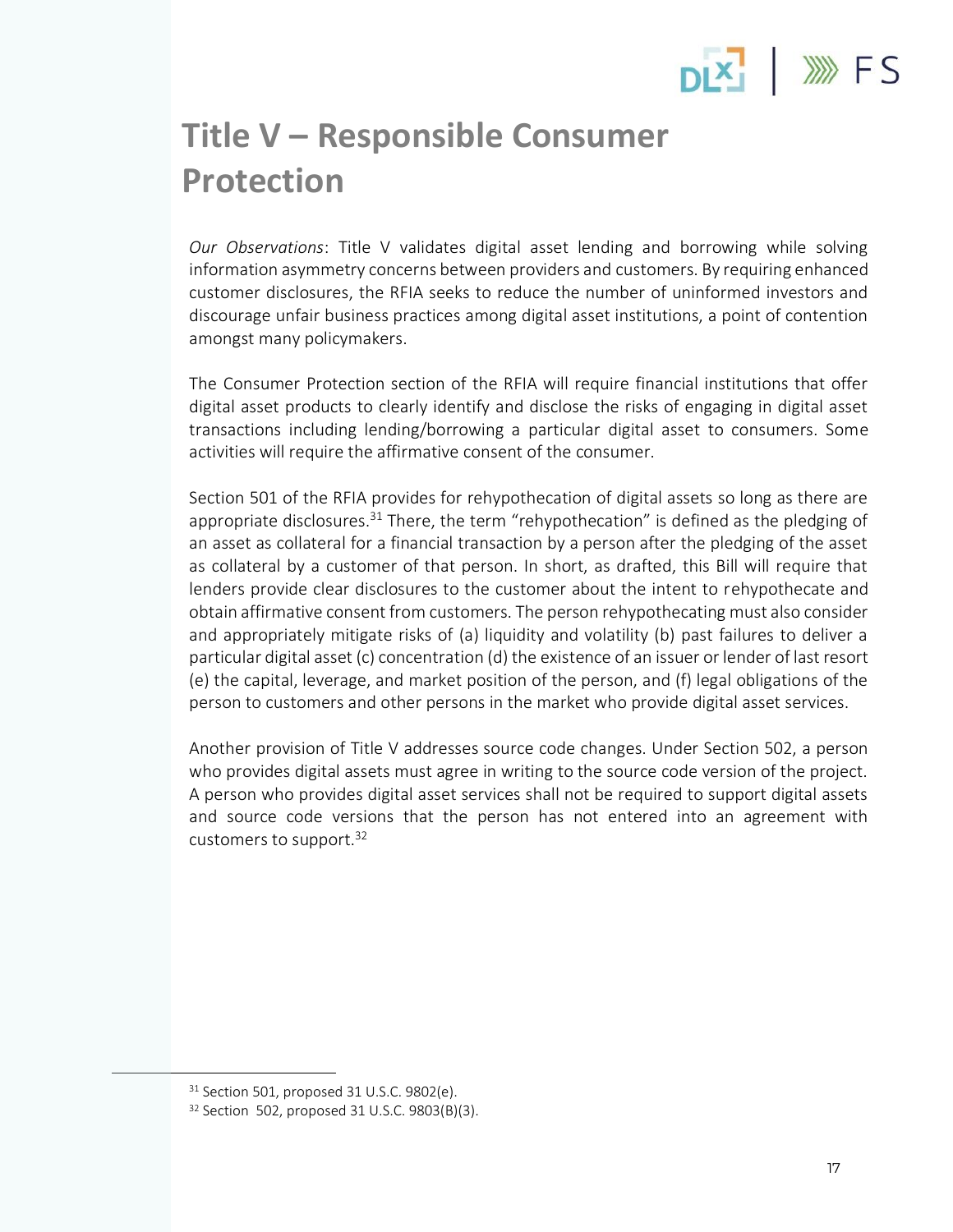# Title V – Responsible Consumer Protection

*Our Observations*: Title V validates digital asset lending and borrowing while solving information asymmetry concerns between providers and customers. By requiring enhanced customer disclosures, the RFIA seeks to reduce the number of uninformed investors and discourage unfair business practices among digital asset institutions, a point of contention amongst many policymakers.

The Consumer Protection section of the RFIA will require financial institutions that offer digital asset products to clearly identify and disclose the risks of engaging in digital asset transactions including lending/borrowing a particular digital asset to consumers. Some activities will require the affirmative consent of the consumer.

Section 501 of the RFIA provides for rehypothecation of digital assets so long as there are appropriate disclosures.[31] There, the term "rehypothecation" is defined as the pledging of an asset as collateral for a financial transaction by a person after the pledging of the asset as collateral by a customer of that person. In short, as drafted, this Bill will require that lenders provide clear disclosures to the customer about the intent to rehypothecate and obtain affirmative consent from customers. The person rehypothecating must also consider and appropriately mitigate risks of (a) liquidity and volatility (b) past failures to deliver a particular digital asset (c) concentration (d) the existence of an issuer or lender of last resort (e) the capital, leverage, and market position of the person, and (f) legal obligations of the person to customers and other persons in the market who provide digital asset services.

Another provision of Title V addresses source code changes. Under Section 502, a person who provides digital assets must agree in writing to the source code version of the project. A person who provides digital asset services shall not be required to support digital assets and source code versions that the person has not entered into an agreement with customers to support.[32]

---

[31] Section 501, proposed 31 U.S.C. 9802(e).

[32] Section 502, proposed 31 U.S.C. 9803(B)(3).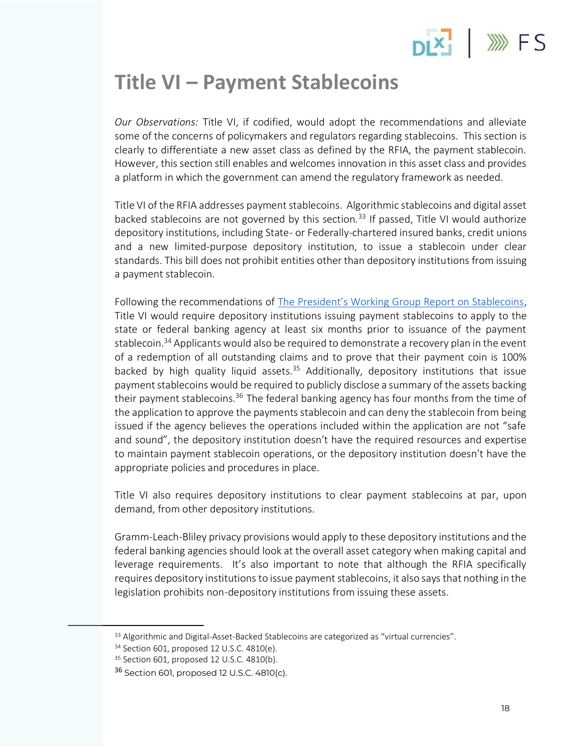# Title VI – Payment Stablecoins

*Our Observations:* Title VI, if codified, would adopt the recommendations and alleviate some of the concerns of policymakers and regulators regarding stablecoins. This section is clearly to differentiate a new asset class as defined by the RFIA, the payment stablecoin. However, this section still enables and welcomes innovation in this asset class and provides a platform in which the government can amend the regulatory framework as needed.

Title VI of the RFIA addresses payment stablecoins. Algorithmic stablecoins and digital asset backed stablecoins are not governed by this section.[33] If passed, Title VI would authorize depository institutions, including State- or Federally-chartered insured banks, credit unions and a new limited-purpose depository institution, to issue a stablecoin under clear standards. This bill does not prohibit entities other than depository institutions from issuing a payment stablecoin.

Following the recommendations of [The President's Working Group Report on Stablecoins](), Title VI would require depository institutions issuing payment stablecoins to apply to the state or federal banking agency at least six months prior to issuance of the payment stablecoin.[34] Applicants would also be required to demonstrate a recovery plan in the event of a redemption of all outstanding claims and to prove that their payment coin is 100% backed by high quality liquid assets.[35] Additionally, depository institutions that issue payment stablecoins would be required to publicly disclose a summary of the assets backing their payment stablecoins.[36] The federal banking agency has four months from the time of the application to approve the payments stablecoin and can deny the stablecoin from being issued if the agency believes the operations included within the application are not "safe and sound", the depository institution doesn't have the required resources and expertise to maintain payment stablecoin operations, or the depository institution doesn't have the appropriate policies and procedures in place.

Title VI also requires depository institutions to clear payment stablecoins at par, upon demand, from other depository institutions.

Gramm-Leach-Bliley privacy provisions would apply to these depository institutions and the federal banking agencies should look at the overall asset category when making capital and leverage requirements. It's also important to note that although the RFIA specifically requires depository institutions to issue payment stablecoins, it also says that nothing in the legislation prohibits non-depository institutions from issuing these assets.

---

[33] Algorithmic and Digital-Asset-Backed Stablecoins are categorized as "virtual currencies".

[34] Section 601, proposed 12 U.S.C. 4810(e).

[35] Section 601, proposed 12 U.S.C. 4810(b).

[36] Section 601, proposed 12 U.S.C. 4810(c).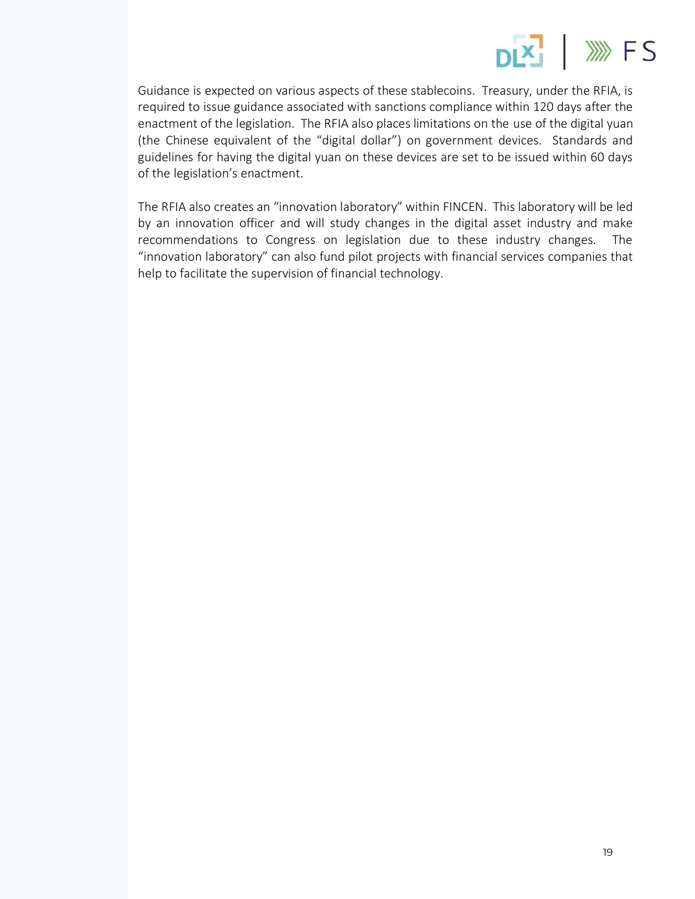Guidance is expected on various aspects of these stablecoins. Treasury, under the RFIA, is required to issue guidance associated with sanctions compliance within 120 days after the enactment of the legislation. The RFIA also places limitations on the use of the digital yuan (the Chinese equivalent of the "digital dollar") on government devices. Standards and guidelines for having the digital yuan on these devices are set to be issued within 60 days of the legislation's enactment.

The RFIA also creates an "innovation laboratory" within FINCEN. This laboratory will be led by an innovation officer and will study changes in the digital asset industry and make recommendations to Congress on legislation due to these industry changes. The "innovation laboratory" can also fund pilot projects with financial services companies that help to facilitate the supervision of financial technology.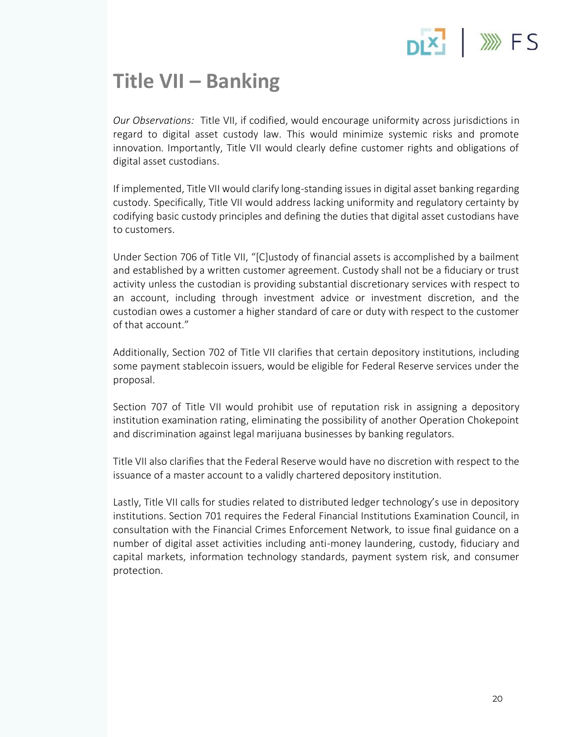# Title VII – Banking

*Our Observations:* Title VII, if codified, would encourage uniformity across jurisdictions in regard to digital asset custody law. This would minimize systemic risks and promote innovation. Importantly, Title VII would clearly define customer rights and obligations of digital asset custodians.

If implemented, Title VII would clarify long-standing issues in digital asset banking regarding custody. Specifically, Title VII would address lacking uniformity and regulatory certainty by codifying basic custody principles and defining the duties that digital asset custodians have to customers.

Under Section 706 of Title VII, "[C]ustody of financial assets is accomplished by a bailment and established by a written customer agreement. Custody shall not be a fiduciary or trust activity unless the custodian is providing substantial discretionary services with respect to an account, including through investment advice or investment discretion, and the custodian owes a customer a higher standard of care or duty with respect to the customer of that account."

Additionally, Section 702 of Title VII clarifies that certain depository institutions, including some payment stablecoin issuers, would be eligible for Federal Reserve services under the proposal.

Section 707 of Title VII would prohibit use of reputation risk in assigning a depository institution examination rating, eliminating the possibility of another Operation Chokepoint and discrimination against legal marijuana businesses by banking regulators.

Title VII also clarifies that the Federal Reserve would have no discretion with respect to the issuance of a master account to a validly chartered depository institution.

Lastly, Title VII calls for studies related to distributed ledger technology's use in depository institutions. Section 701 requires the Federal Financial Institutions Examination Council, in consultation with the Financial Crimes Enforcement Network, to issue final guidance on a number of digital asset activities including anti-money laundering, custody, fiduciary and capital markets, information technology standards, payment system risk, and consumer protection.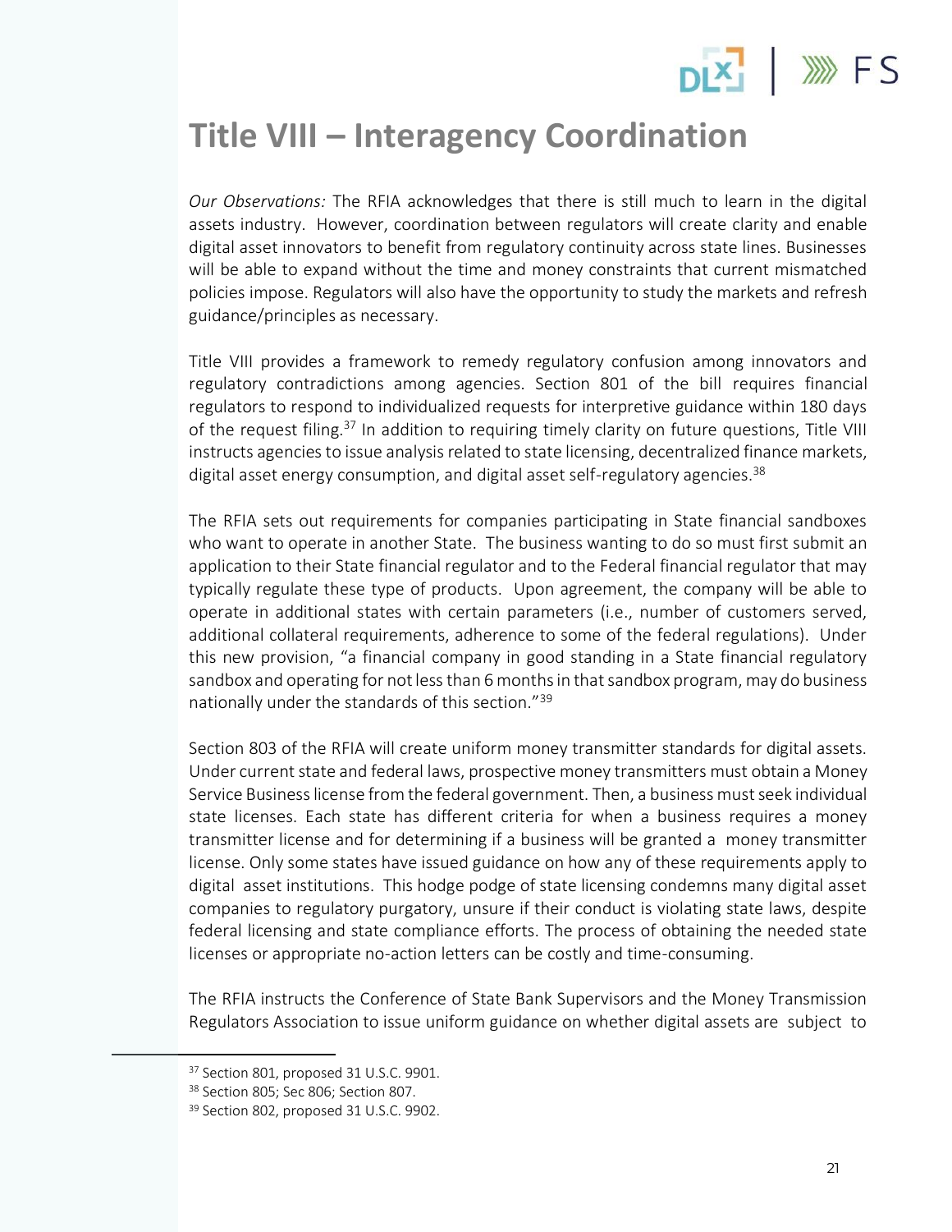# Title VIII – Interagency Coordination

*Our Observations:* The RFIA acknowledges that there is still much to learn in the digital assets industry. However, coordination between regulators will create clarity and enable digital asset innovators to benefit from regulatory continuity across state lines. Businesses will be able to expand without the time and money constraints that current mismatched policies impose. Regulators will also have the opportunity to study the markets and refresh guidance/principles as necessary.

Title VIII provides a framework to remedy regulatory confusion among innovators and regulatory contradictions among agencies. Section 801 of the bill requires financial regulators to respond to individualized requests for interpretive guidance within 180 days of the request filing.[37] In addition to requiring timely clarity on future questions, Title VIII instructs agencies to issue analysis related to state licensing, decentralized finance markets, digital asset energy consumption, and digital asset self-regulatory agencies.[38]

The RFIA sets out requirements for companies participating in State financial sandboxes who want to operate in another State. The business wanting to do so must first submit an application to their State financial regulator and to the Federal financial regulator that may typically regulate these type of products. Upon agreement, the company will be able to operate in additional states with certain parameters (i.e., number of customers served, additional collateral requirements, adherence to some of the federal regulations). Under this new provision, "a financial company in good standing in a State financial regulatory sandbox and operating for not less than 6 months in that sandbox program, may do business nationally under the standards of this section."[39]

Section 803 of the RFIA will create uniform money transmitter standards for digital assets. Under current state and federal laws, prospective money transmitters must obtain a Money Service Business license from the federal government. Then, a business must seek individual state licenses. Each state has different criteria for when a business requires a money transmitter license and for determining if a business will be granted a money transmitter license. Only some states have issued guidance on how any of these requirements apply to digital asset institutions. This hodge podge of state licensing condemns many digital asset companies to regulatory purgatory, unsure if their conduct is violating state laws, despite federal licensing and state compliance efforts. The process of obtaining the needed state licenses or appropriate no-action letters can be costly and time-consuming.

The RFIA instructs the Conference of State Bank Supervisors and the Money Transmission Regulators Association to issue uniform guidance on whether digital assets are subject to

---

[37] Section 801, proposed 31 U.S.C. 9901.

[38] Section 805; Sec 806; Section 807.

[39] Section 802, proposed 31 U.S.C. 9902.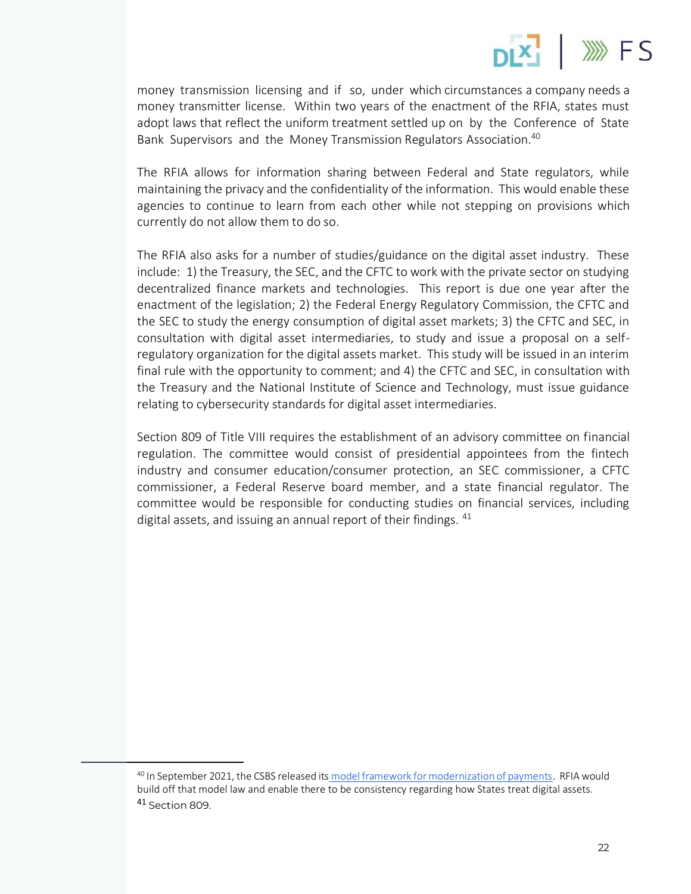money transmission licensing and if so, under which circumstances a company needs a money transmitter license. Within two years of the enactment of the RFIA, states must adopt laws that reflect the uniform treatment settled up on by the Conference of State Bank Supervisors and the Money Transmission Regulators Association.[40]

The RFIA allows for information sharing between Federal and State regulators, while maintaining the privacy and the confidentiality of the information. This would enable these agencies to continue to learn from each other while not stepping on provisions which currently do not allow them to do so.

The RFIA also asks for a number of studies/guidance on the digital asset industry. These include: 1) the Treasury, the SEC, and the CFTC to work with the private sector on studying decentralized finance markets and technologies. This report is due one year after the enactment of the legislation; 2) the Federal Energy Regulatory Commission, the CFTC and the SEC to study the energy consumption of digital asset markets; 3) the CFTC and SEC, in consultation with digital asset intermediaries, to study and issue a proposal on a self-regulatory organization for the digital assets market. This study will be issued in an interim final rule with the opportunity to comment; and 4) the CFTC and SEC, in consultation with the Treasury and the National Institute of Science and Technology, must issue guidance relating to cybersecurity standards for digital asset intermediaries.

Section 809 of Title VIII requires the establishment of an advisory committee on financial regulation. The committee would consist of presidential appointees from the fintech industry and consumer education/consumer protection, an SEC commissioner, a CFTC commissioner, a Federal Reserve board member, and a state financial regulator. The committee would be responsible for conducting studies on financial services, including digital assets, and issuing an annual report of their findings. [41]

---

[40] In September 2021, the CSBS released its model framework for modernization of payments. RFIA would build off that model law and enable there to be consistency regarding how States treat digital assets.

[41] Section 809.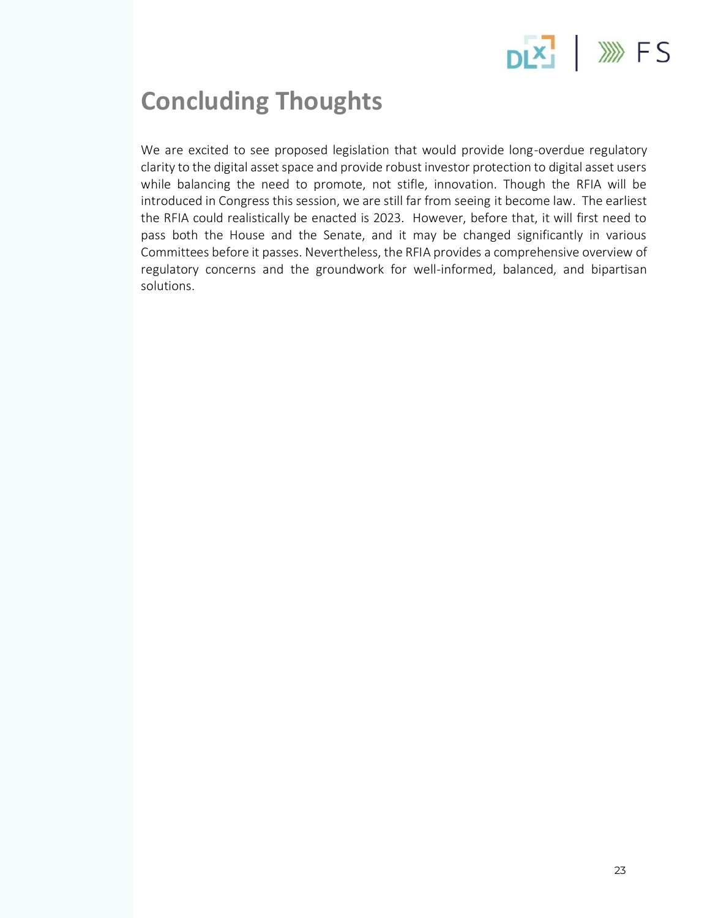# Concluding Thoughts

We are excited to see proposed legislation that would provide long-overdue regulatory clarity to the digital asset space and provide robust investor protection to digital asset users while balancing the need to promote, not stifle, innovation. Though the RFIA will be introduced in Congress this session, we are still far from seeing it become law. The earliest the RFIA could realistically be enacted is 2023. However, before that, it will first need to pass both the House and the Senate, and it may be changed significantly in various Committees before it passes. Nevertheless, the RFIA provides a comprehensive overview of regulatory concerns and the groundwork for well-informed, balanced, and bipartisan solutions.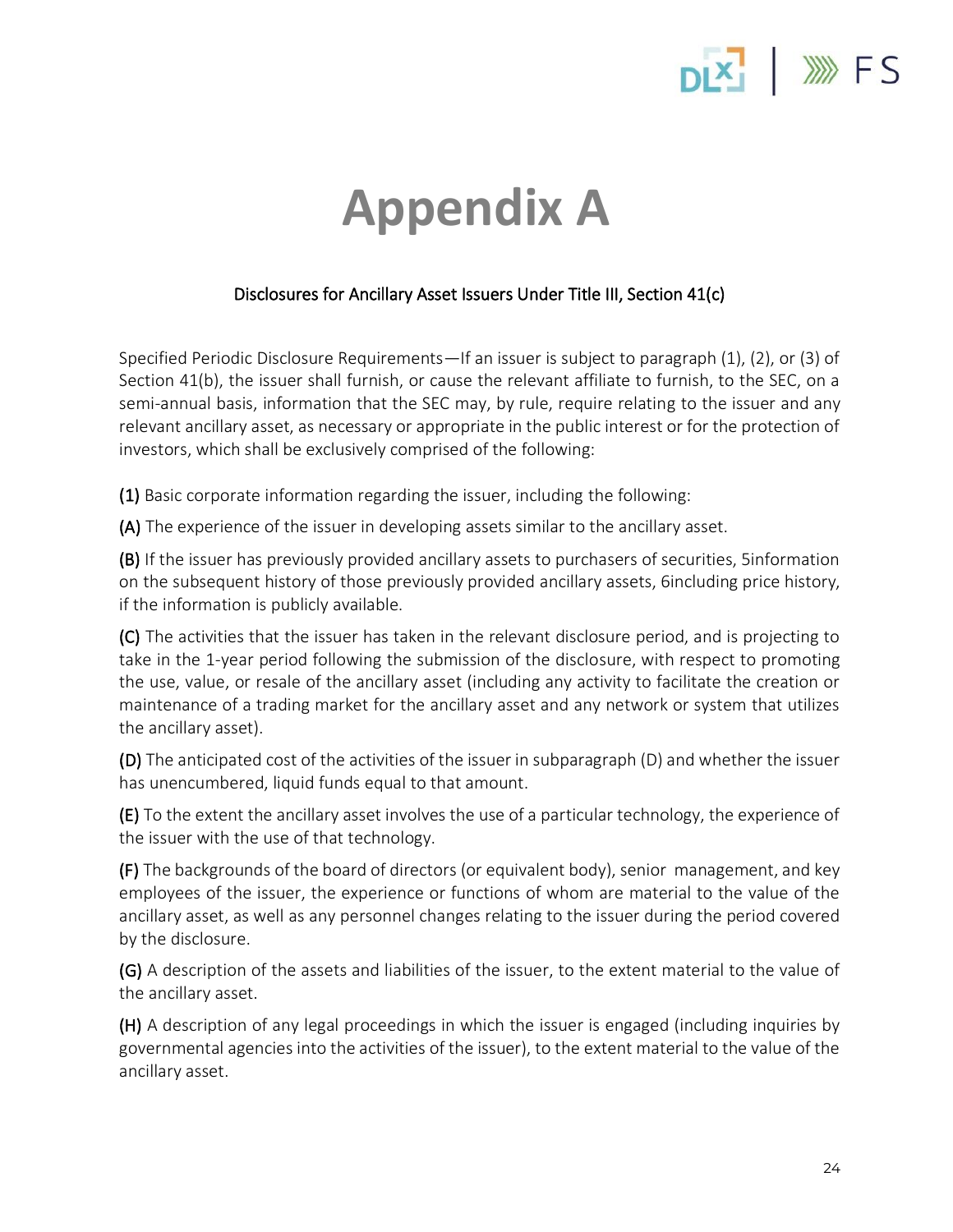# Appendix A

Disclosures for Ancillary Asset Issuers Under Title III, Section 41(c)

Specified Periodic Disclosure Requirements—If an issuer is subject to paragraph (1), (2), or (3) of Section 41(b), the issuer shall furnish, or cause the relevant affiliate to furnish, to the SEC, on a semi-annual basis, information that the SEC may, by rule, require relating to the issuer and any relevant ancillary asset, as necessary or appropriate in the public interest or for the protection of investors, which shall be exclusively comprised of the following:

**(1)** Basic corporate information regarding the issuer, including the following:

**(A)** The experience of the issuer in developing assets similar to the ancillary asset.

**(B)** If the issuer has previously provided ancillary assets to purchasers of securities, 5information on the subsequent history of those previously provided ancillary assets, 6including price history, if the information is publicly available.

**(C)** The activities that the issuer has taken in the relevant disclosure period, and is projecting to take in the 1-year period following the submission of the disclosure, with respect to promoting the use, value, or resale of the ancillary asset (including any activity to facilitate the creation or maintenance of a trading market for the ancillary asset and any network or system that utilizes the ancillary asset).

**(D)** The anticipated cost of the activities of the issuer in subparagraph (D) and whether the issuer has unencumbered, liquid funds equal to that amount.

**(E)** To the extent the ancillary asset involves the use of a particular technology, the experience of the issuer with the use of that technology.

**(F)** The backgrounds of the board of directors (or equivalent body), senior management, and key employees of the issuer, the experience or functions of whom are material to the value of the ancillary asset, as well as any personnel changes relating to the issuer during the period covered by the disclosure.

**(G)** A description of the assets and liabilities of the issuer, to the extent material to the value of the ancillary asset.

**(H)** A description of any legal proceedings in which the issuer is engaged (including inquiries by governmental agencies into the activities of the issuer), to the extent material to the value of the ancillary asset.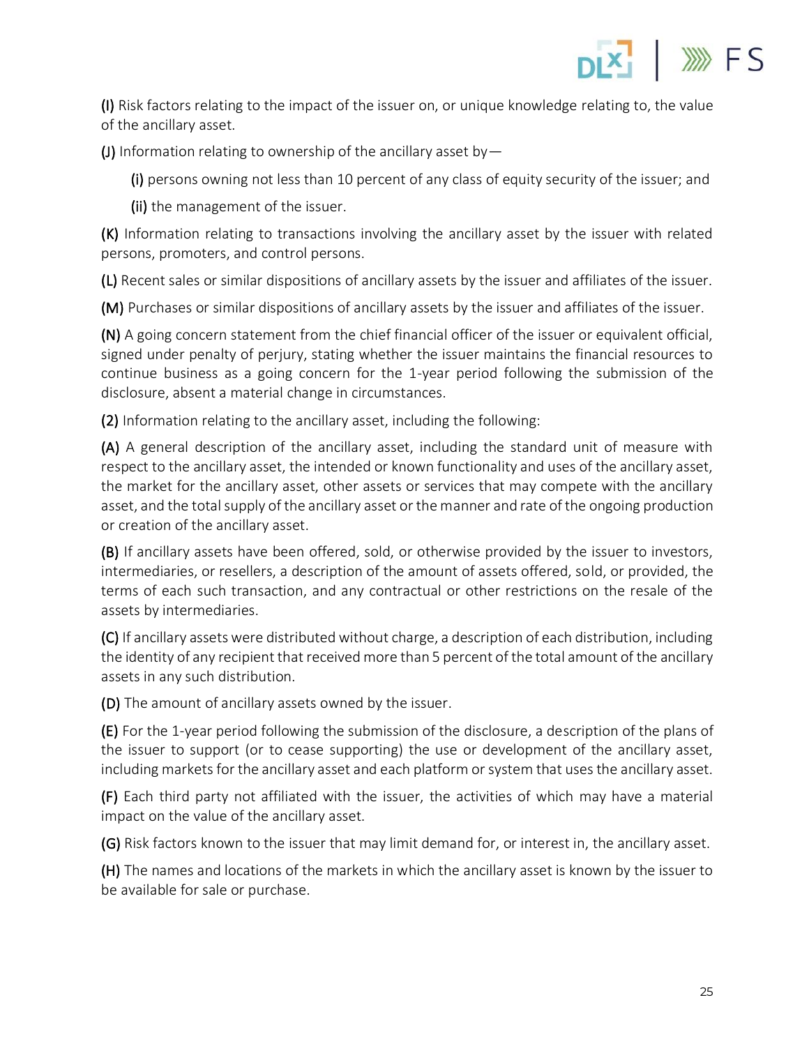**(I)** Risk factors relating to the impact of the issuer on, or unique knowledge relating to, the value of the ancillary asset.

**(J)** Information relating to ownership of the ancillary asset by—

> **(i)** persons owning not less than 10 percent of any class of equity security of the issuer; and
>
> **(ii)** the management of the issuer.

**(K)** Information relating to transactions involving the ancillary asset by the issuer with related persons, promoters, and control persons.

**(L)** Recent sales or similar dispositions of ancillary assets by the issuer and affiliates of the issuer.

**(M)** Purchases or similar dispositions of ancillary assets by the issuer and affiliates of the issuer.

**(N)** A going concern statement from the chief financial officer of the issuer or equivalent official, signed under penalty of perjury, stating whether the issuer maintains the financial resources to continue business as a going concern for the 1-year period following the submission of the disclosure, absent a material change in circumstances.

**(2)** Information relating to the ancillary asset, including the following:

**(A)** A general description of the ancillary asset, including the standard unit of measure with respect to the ancillary asset, the intended or known functionality and uses of the ancillary asset, the market for the ancillary asset, other assets or services that may compete with the ancillary asset, and the total supply of the ancillary asset or the manner and rate of the ongoing production or creation of the ancillary asset.

**(B)** If ancillary assets have been offered, sold, or otherwise provided by the issuer to investors, intermediaries, or resellers, a description of the amount of assets offered, sold, or provided, the terms of each such transaction, and any contractual or other restrictions on the resale of the assets by intermediaries.

**(C)** If ancillary assets were distributed without charge, a description of each distribution, including the identity of any recipient that received more than 5 percent of the total amount of the ancillary assets in any such distribution.

**(D)** The amount of ancillary assets owned by the issuer.

**(E)** For the 1-year period following the submission of the disclosure, a description of the plans of the issuer to support (or to cease supporting) the use or development of the ancillary asset, including markets for the ancillary asset and each platform or system that uses the ancillary asset.

**(F)** Each third party not affiliated with the issuer, the activities of which may have a material impact on the value of the ancillary asset.

**(G)** Risk factors known to the issuer that may limit demand for, or interest in, the ancillary asset.

**(H)** The names and locations of the markets in which the ancillary asset is known by the issuer to be available for sale or purchase.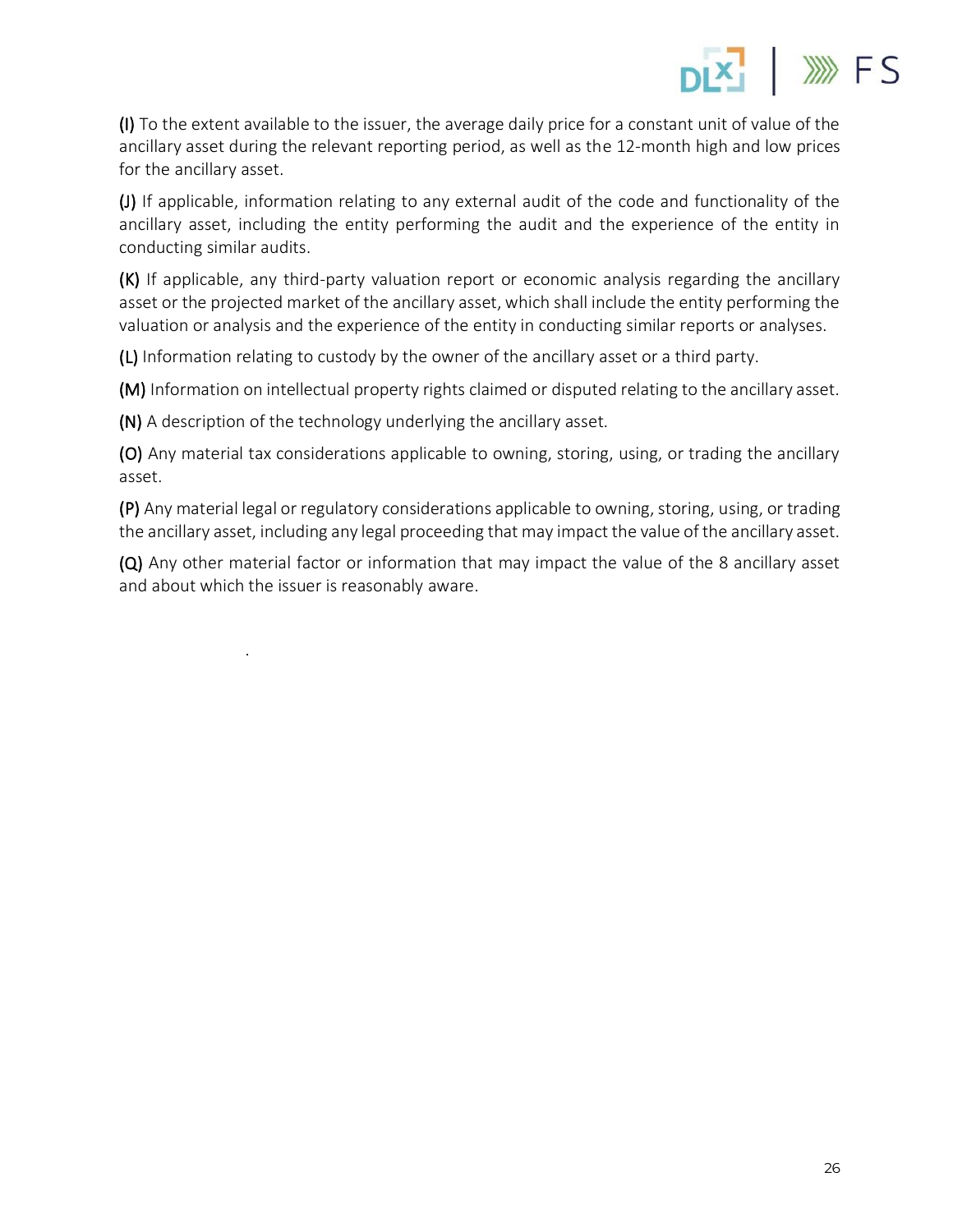**(I)** To the extent available to the issuer, the average daily price for a constant unit of value of the ancillary asset during the relevant reporting period, as well as the 12-month high and low prices for the ancillary asset.

**(J)** If applicable, information relating to any external audit of the code and functionality of the ancillary asset, including the entity performing the audit and the experience of the entity in conducting similar audits.

**(K)** If applicable, any third-party valuation report or economic analysis regarding the ancillary asset or the projected market of the ancillary asset, which shall include the entity performing the valuation or analysis and the experience of the entity in conducting similar reports or analyses.

**(L)** Information relating to custody by the owner of the ancillary asset or a third party.

**(M)** Information on intellectual property rights claimed or disputed relating to the ancillary asset.

**(N)** A description of the technology underlying the ancillary asset.

**(O)** Any material tax considerations applicable to owning, storing, using, or trading the ancillary asset.

**(P)** Any material legal or regulatory considerations applicable to owning, storing, using, or trading the ancillary asset, including any legal proceeding that may impact the value of the ancillary asset.

**(Q)** Any other material factor or information that may impact the value of the 8 ancillary asset and about which the issuer is reasonably aware.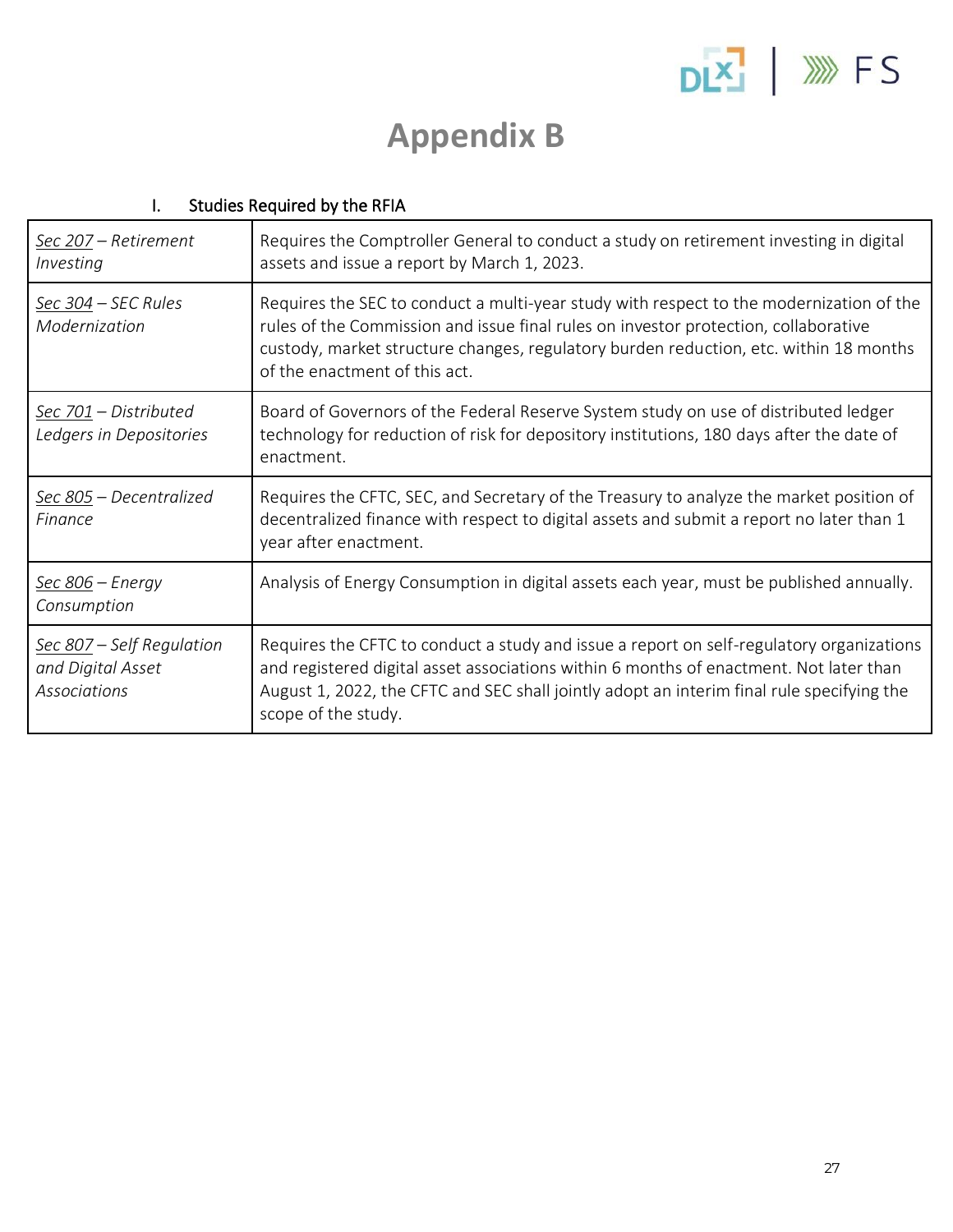# Appendix B

## I. Studies Required by the RFIA

| | |
|---|---|
| *Sec 207 – Retirement Investing* | Requires the Comptroller General to conduct a study on retirement investing in digital assets and issue a report by March 1, 2023. |
| *Sec 304 – SEC Rules Modernization* | Requires the SEC to conduct a multi-year study with respect to the modernization of the rules of the Commission and issue final rules on investor protection, collaborative custody, market structure changes, regulatory burden reduction, etc. within 18 months of the enactment of this act. |
| *Sec 701 – Distributed Ledgers in Depositories* | Board of Governors of the Federal Reserve System study on use of distributed ledger technology for reduction of risk for depository institutions, 180 days after the date of enactment. |
| *Sec 805 – Decentralized Finance* | Requires the CFTC, SEC, and Secretary of the Treasury to analyze the market position of decentralized finance with respect to digital assets and submit a report no later than 1 year after enactment. |
| *Sec 806 – Energy Consumption* | Analysis of Energy Consumption in digital assets each year, must be published annually. |
| *Sec 807 – Self Regulation and Digital Asset Associations* | Requires the CFTC to conduct a study and issue a report on self-regulatory organizations and registered digital asset associations within 6 months of enactment. Not later than August 1, 2022, the CFTC and SEC shall jointly adopt an interim final rule specifying the scope of the study. |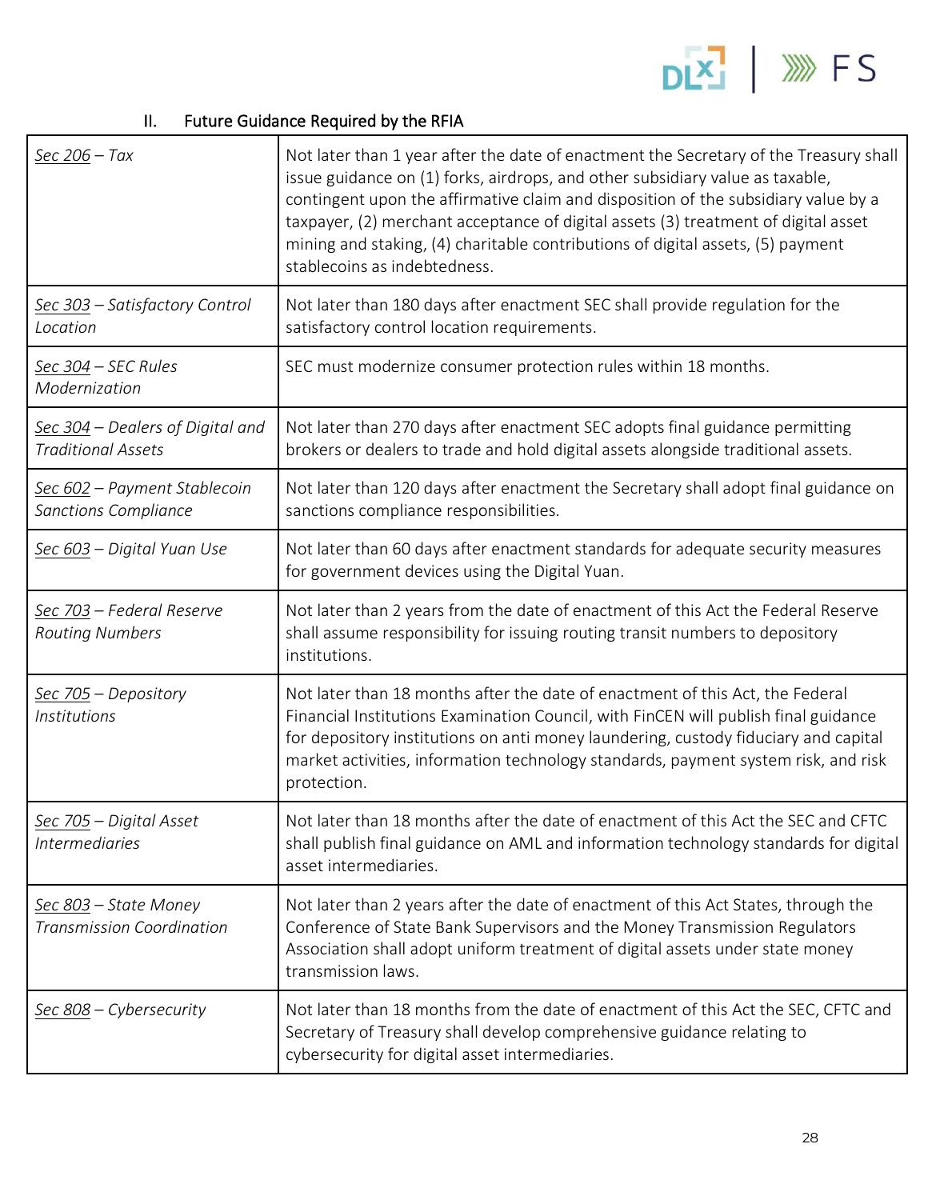## II. Future Guidance Required by the RFIA

| | |
|---|---|
| *Sec 206 – Tax* | Not later than 1 year after the date of enactment the Secretary of the Treasury shall issue guidance on (1) forks, airdrops, and other subsidiary value as taxable, contingent upon the affirmative claim and disposition of the subsidiary value by a taxpayer, (2) merchant acceptance of digital assets (3) treatment of digital asset mining and staking, (4) charitable contributions of digital assets, (5) payment stablecoins as indebtedness. |
| *Sec 303 – Satisfactory Control Location* | Not later than 180 days after enactment SEC shall provide regulation for the satisfactory control location requirements. |
| *Sec 304 – SEC Rules Modernization* | SEC must modernize consumer protection rules within 18 months. |
| *Sec 304 – Dealers of Digital and Traditional Assets* | Not later than 270 days after enactment SEC adopts final guidance permitting brokers or dealers to trade and hold digital assets alongside traditional assets. |
| *Sec 602 – Payment Stablecoin Sanctions Compliance* | Not later than 120 days after enactment the Secretary shall adopt final guidance on sanctions compliance responsibilities. |
| *Sec 603 – Digital Yuan Use* | Not later than 60 days after enactment standards for adequate security measures for government devices using the Digital Yuan. |
| *Sec 703 – Federal Reserve Routing Numbers* | Not later than 2 years from the date of enactment of this Act the Federal Reserve shall assume responsibility for issuing routing transit numbers to depository institutions. |
| *Sec 705 – Depository Institutions* | Not later than 18 months after the date of enactment of this Act, the Federal Financial Institutions Examination Council, with FinCEN will publish final guidance for depository institutions on anti money laundering, custody fiduciary and capital market activities, information technology standards, payment system risk, and risk protection. |
| *Sec 705 – Digital Asset Intermediaries* | Not later than 18 months after the date of enactment of this Act the SEC and CFTC shall publish final guidance on AML and information technology standards for digital asset intermediaries. |
| *Sec 803 – State Money Transmission Coordination* | Not later than 2 years after the date of enactment of this Act States, through the Conference of State Bank Supervisors and the Money Transmission Regulators Association shall adopt uniform treatment of digital assets under state money transmission laws. |
| *Sec 808 – Cybersecurity* | Not later than 18 months from the date of enactment of this Act the SEC, CFTC and Secretary of Treasury shall develop comprehensive guidance relating to cybersecurity for digital asset intermediaries. |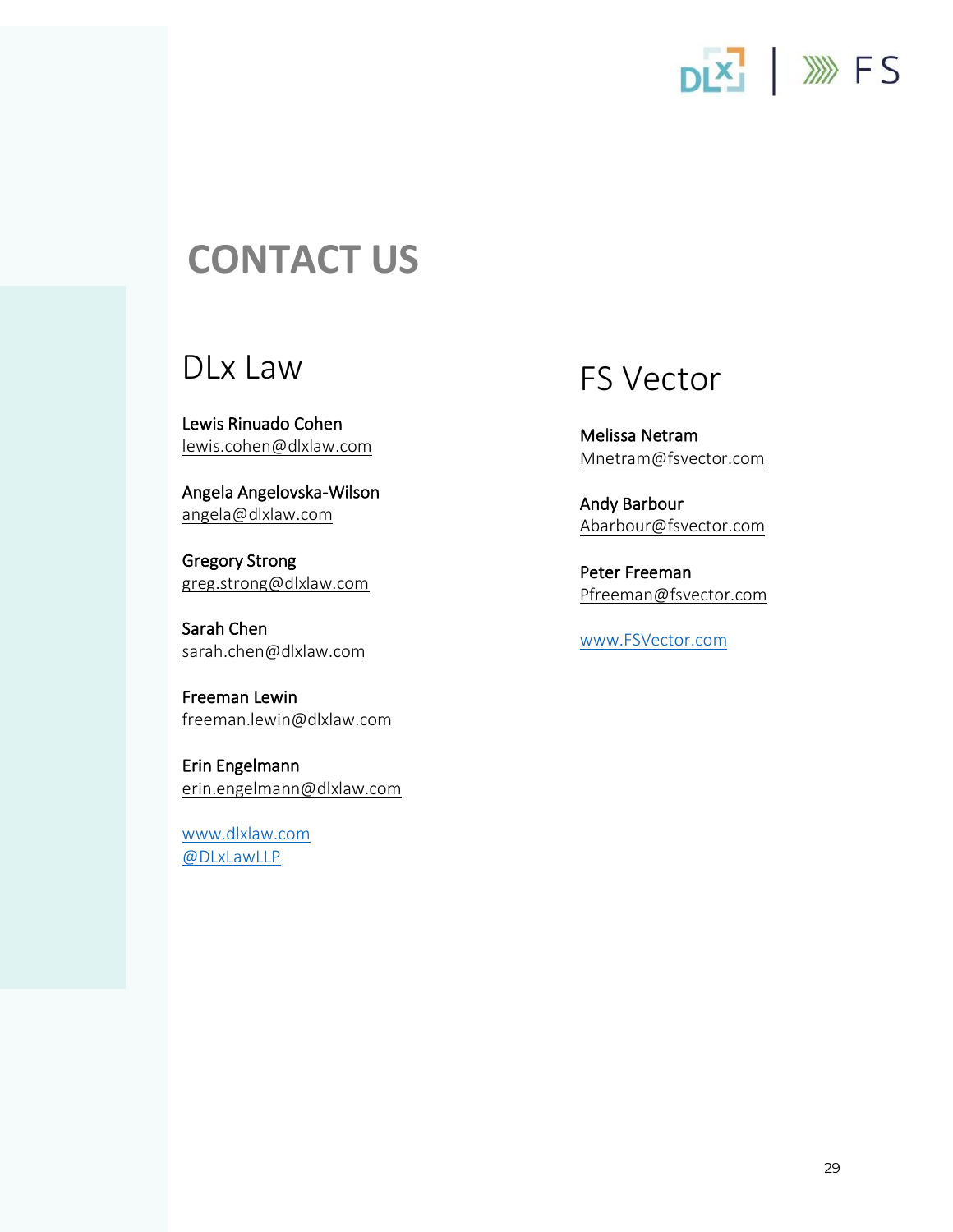# CONTACT US

## DLx Law

**Lewis Rinuado Cohen**
lewis.cohen@dlxlaw.com

**Angela Angelovska-Wilson**
angela@dlxlaw.com

**Gregory Strong**
greg.strong@dlxlaw.com

**Sarah Chen**
sarah.chen@dlxlaw.com

**Freeman Lewin**
freeman.lewin@dlxlaw.com

**Erin Engelmann**
erin.engelmann@dlxlaw.com

www.dlxlaw.com
@DLxLawLLP

## FS Vector

**Melissa Netram**
Mnetram@fsvector.com

**Andy Barbour**
Abarbour@fsvector.com

**Peter Freeman**
Pfreeman@fsvector.com

www.FSVector.com